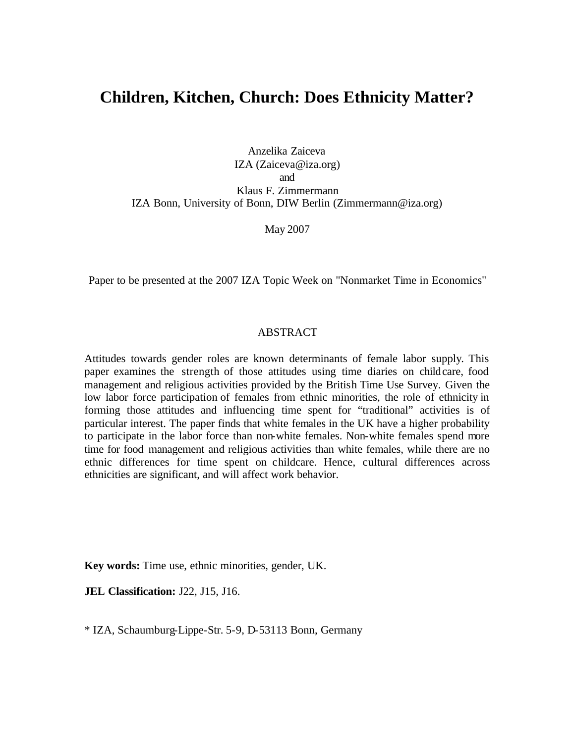# Children, Kitchen, Church: Does Ethnicity Matter?

Anzelika Zaiceva
IZA (Zaiceva@iza.org)
and
Klaus F. Zimmermann
IZA Bonn, University of Bonn, DIW Berlin (Zimmermann@iza.org)

May 2007

Paper to be presented at the 2007 IZA Topic Week on "Nonmarket Time in Economics"

## ABSTRACT

Attitudes towards gender roles are known determinants of female labor supply. This paper examines the strength of those attitudes using time diaries on childcare, food management and religious activities provided by the British Time Use Survey. Given the low labor force participation of females from ethnic minorities, the role of ethnicity in forming those attitudes and influencing time spent for "traditional" activities is of particular interest. The paper finds that white females in the UK have a higher probability to participate in the labor force than non-white females. Non-white females spend more time for food management and religious activities than white females, while there are no ethnic differences for time spent on childcare. Hence, cultural differences across ethnicities are significant, and will affect work behavior.

**Key words:** Time use, ethnic minorities, gender, UK.

**JEL Classification:** J22, J15, J16.

\* IZA, Schaumburg-Lippe-Str. 5-9, D-53113 Bonn, Germany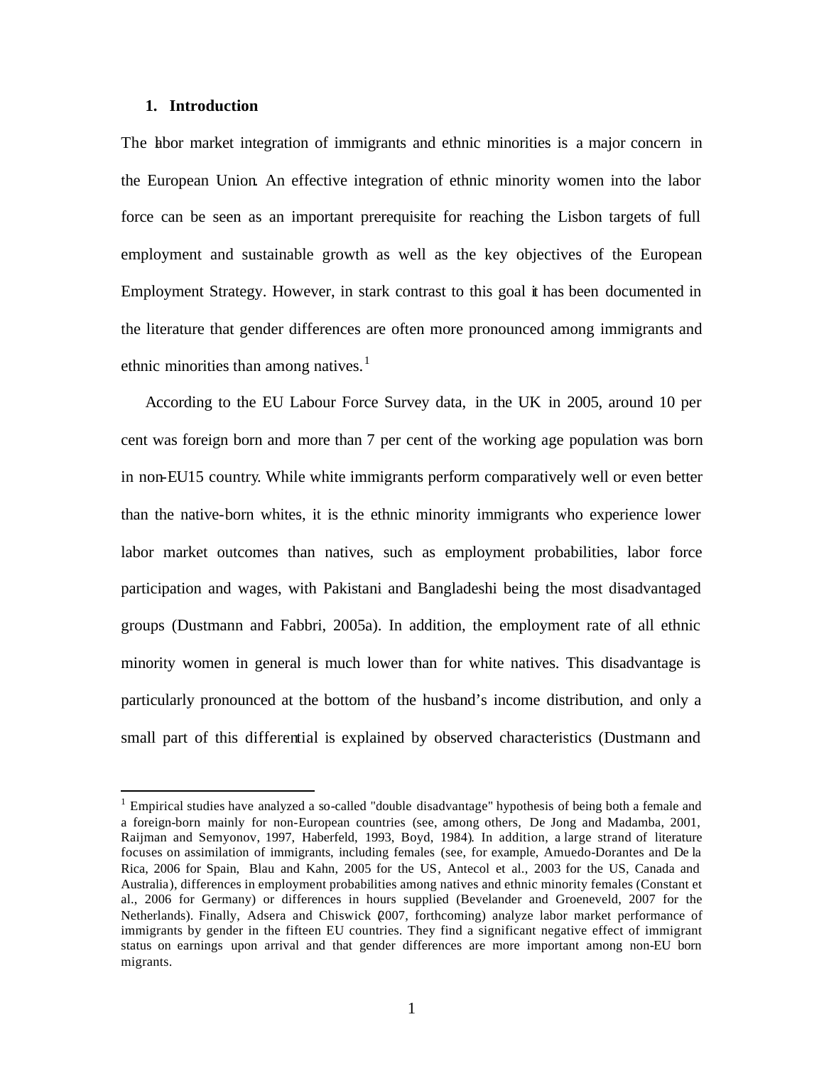## 1. Introduction

The labor market integration of immigrants and ethnic minorities is a major concern in the European Union. An effective integration of ethnic minority women into the labor force can be seen as an important prerequisite for reaching the Lisbon targets of full employment and sustainable growth as well as the key objectives of the European Employment Strategy. However, in stark contrast to this goal it has been documented in the literature that gender differences are often more pronounced among immigrants and ethnic minorities than among natives.[1]

According to the EU Labour Force Survey data, in the UK in 2005, around 10 per cent was foreign born and more than 7 per cent of the working age population was born in non-EU15 country. While white immigrants perform comparatively well or even better than the native-born whites, it is the ethnic minority immigrants who experience lower labor market outcomes than natives, such as employment probabilities, labor force participation and wages, with Pakistani and Bangladeshi being the most disadvantaged groups (Dustmann and Fabbri, 2005a). In addition, the employment rate of all ethnic minority women in general is much lower than for white natives. This disadvantage is particularly pronounced at the bottom of the husband's income distribution, and only a small part of this differential is explained by observed characteristics (Dustmann and

[1] Empirical studies have analyzed a so-called "double disadvantage" hypothesis of being both a female and a foreign-born mainly for non-European countries (see, among others, De Jong and Madamba, 2001, Raijman and Semyonov, 1997, Haberfeld, 1993, Boyd, 1984). In addition, a large strand of literature focuses on assimilation of immigrants, including females (see, for example, Amuedo-Dorantes and De la Rica, 2006 for Spain, Blau and Kahn, 2005 for the US, Antecol et al., 2003 for the US, Canada and Australia), differences in employment probabilities among natives and ethnic minority females (Constant et al., 2006 for Germany) or differences in hours supplied (Bevelander and Groeneveld, 2007 for the Netherlands). Finally, Adsera and Chiswick (2007, forthcoming) analyze labor market performance of immigrants by gender in the fifteen EU countries. They find a significant negative effect of immigrant status on earnings upon arrival and that gender differences are more important among non-EU born migrants.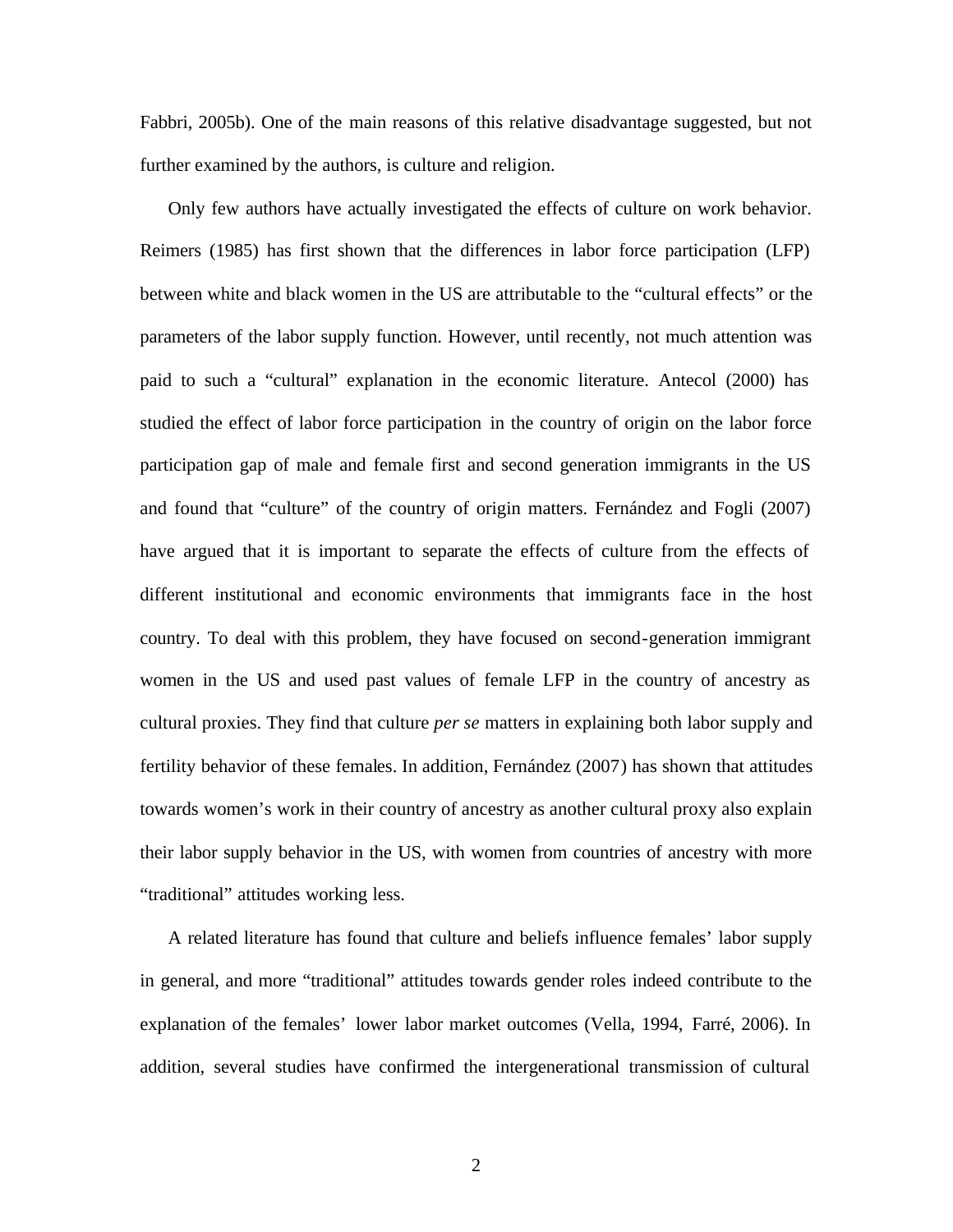Fabbri, 2005b). One of the main reasons of this relative disadvantage suggested, but not further examined by the authors, is culture and religion.

Only few authors have actually investigated the effects of culture on work behavior. Reimers (1985) has first shown that the differences in labor force participation (LFP) between white and black women in the US are attributable to the "cultural effects" or the parameters of the labor supply function. However, until recently, not much attention was paid to such a "cultural" explanation in the economic literature. Antecol (2000) has studied the effect of labor force participation in the country of origin on the labor force participation gap of male and female first and second generation immigrants in the US and found that "culture" of the country of origin matters. Fernández and Fogli (2007) have argued that it is important to separate the effects of culture from the effects of different institutional and economic environments that immigrants face in the host country. To deal with this problem, they have focused on second-generation immigrant women in the US and used past values of female LFP in the country of ancestry as cultural proxies. They find that culture *per se* matters in explaining both labor supply and fertility behavior of these females. In addition, Fernández (2007) has shown that attitudes towards women's work in their country of ancestry as another cultural proxy also explain their labor supply behavior in the US, with women from countries of ancestry with more "traditional" attitudes working less.

A related literature has found that culture and beliefs influence females' labor supply in general, and more "traditional" attitudes towards gender roles indeed contribute to the explanation of the females' lower labor market outcomes (Vella, 1994, Farré, 2006). In addition, several studies have confirmed the intergenerational transmission of cultural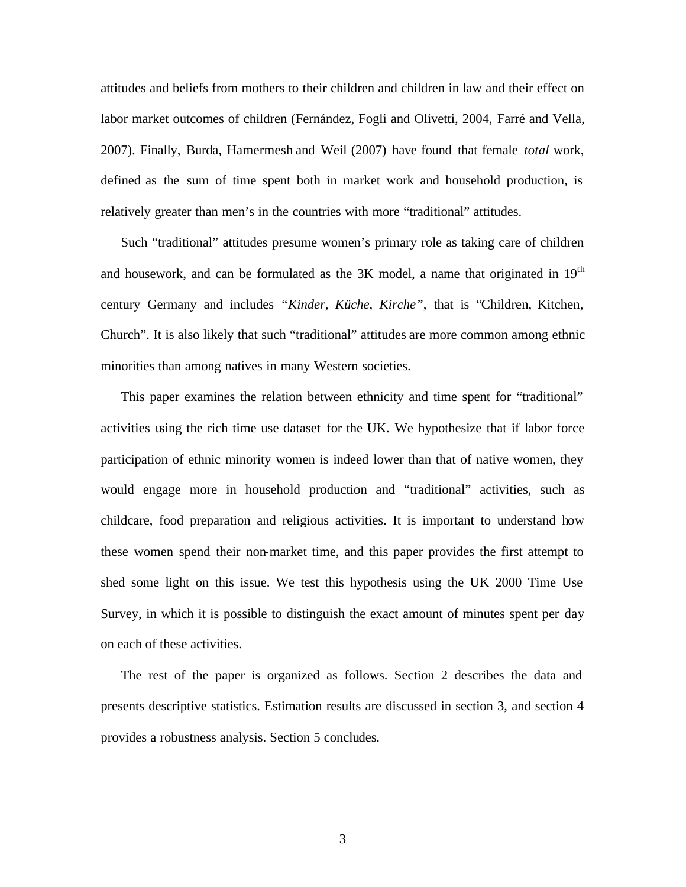attitudes and beliefs from mothers to their children and children in law and their effect on labor market outcomes of children (Fernández, Fogli and Olivetti, 2004, Farré and Vella, 2007). Finally, Burda, Hamermesh and Weil (2007) have found that female *total* work, defined as the sum of time spent both in market work and household production, is relatively greater than men's in the countries with more "traditional" attitudes.

Such "traditional" attitudes presume women's primary role as taking care of children and housework, and can be formulated as the 3K model, a name that originated in 19$^{th}$ century Germany and includes *"Kinder, Küche, Kirche"*, that is "Children, Kitchen, Church". It is also likely that such "traditional" attitudes are more common among ethnic minorities than among natives in many Western societies.

This paper examines the relation between ethnicity and time spent for "traditional" activities using the rich time use dataset for the UK. We hypothesize that if labor force participation of ethnic minority women is indeed lower than that of native women, they would engage more in household production and "traditional" activities, such as childcare, food preparation and religious activities. It is important to understand how these women spend their non-market time, and this paper provides the first attempt to shed some light on this issue. We test this hypothesis using the UK 2000 Time Use Survey, in which it is possible to distinguish the exact amount of minutes spent per day on each of these activities.

The rest of the paper is organized as follows. Section 2 describes the data and presents descriptive statistics. Estimation results are discussed in section 3, and section 4 provides a robustness analysis. Section 5 concludes.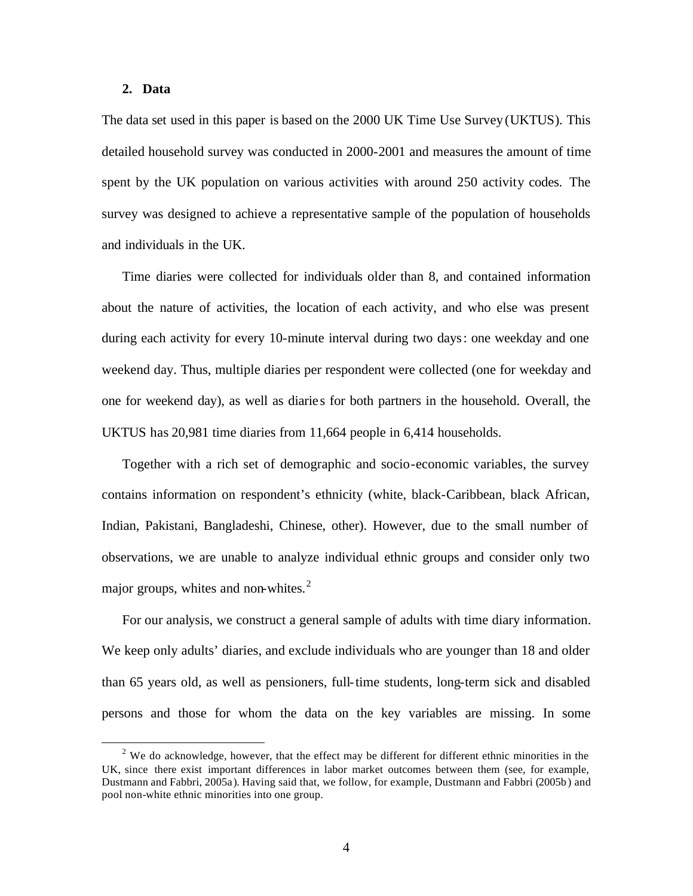## 2. Data

The data set used in this paper is based on the 2000 UK Time Use Survey (UKTUS). This detailed household survey was conducted in 2000-2001 and measures the amount of time spent by the UK population on various activities with around 250 activity codes. The survey was designed to achieve a representative sample of the population of households and individuals in the UK.

Time diaries were collected for individuals older than 8, and contained information about the nature of activities, the location of each activity, and who else was present during each activity for every 10-minute interval during two days: one weekday and one weekend day. Thus, multiple diaries per respondent were collected (one for weekday and one for weekend day), as well as diaries for both partners in the household. Overall, the UKTUS has 20,981 time diaries from 11,664 people in 6,414 households.

Together with a rich set of demographic and socio-economic variables, the survey contains information on respondent's ethnicity (white, black-Caribbean, black African, Indian, Pakistani, Bangladeshi, Chinese, other). However, due to the small number of observations, we are unable to analyze individual ethnic groups and consider only two major groups, whites and non-whites.[2]

For our analysis, we construct a general sample of adults with time diary information. We keep only adults' diaries, and exclude individuals who are younger than 18 and older than 65 years old, as well as pensioners, full-time students, long-term sick and disabled persons and those for whom the data on the key variables are missing. In some

[2] We do acknowledge, however, that the effect may be different for different ethnic minorities in the UK, since there exist important differences in labor market outcomes between them (see, for example, Dustmann and Fabbri, 2005a). Having said that, we follow, for example, Dustmann and Fabbri (2005b) and pool non-white ethnic minorities into one group.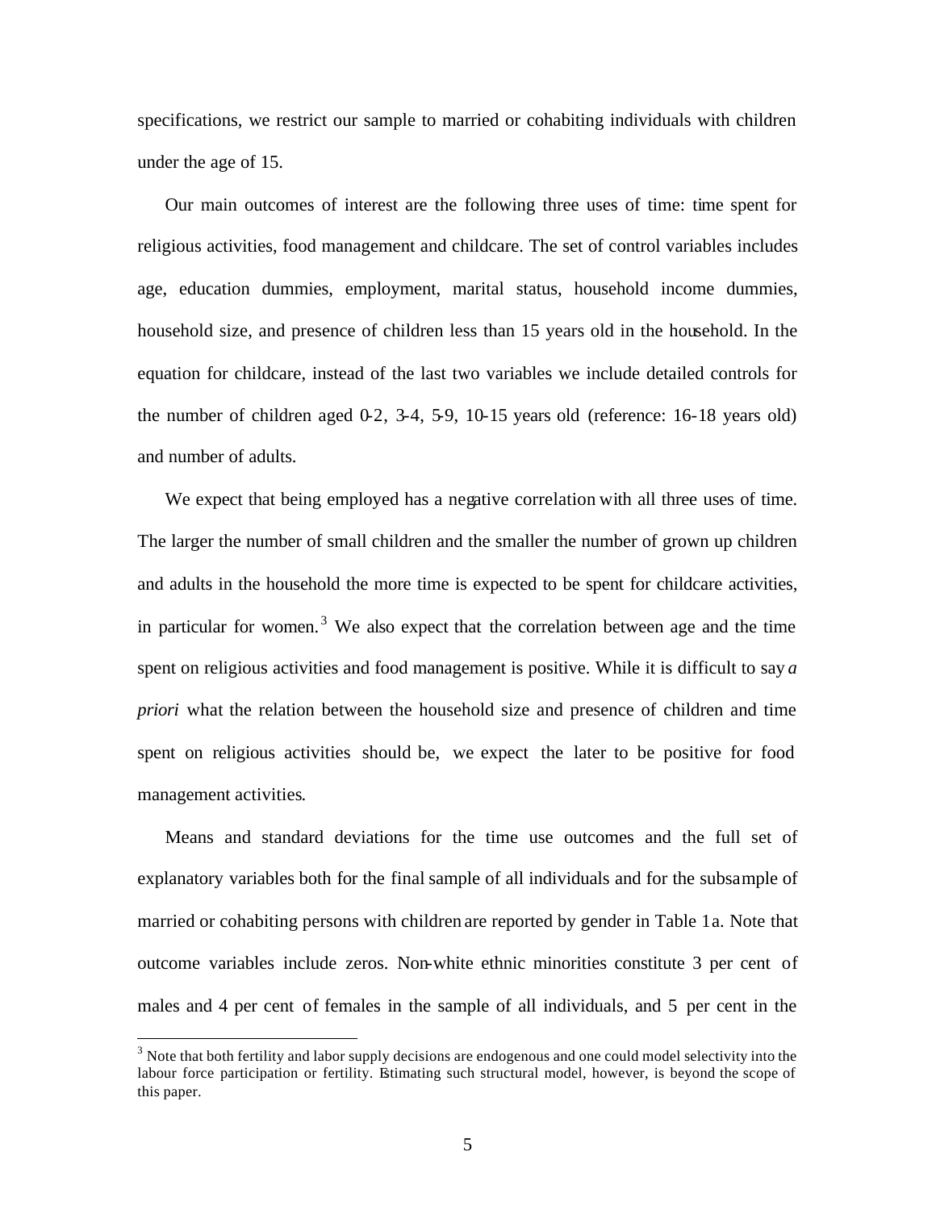specifications, we restrict our sample to married or cohabiting individuals with children under the age of 15.

Our main outcomes of interest are the following three uses of time: time spent for religious activities, food management and childcare. The set of control variables includes age, education dummies, employment, marital status, household income dummies, household size, and presence of children less than 15 years old in the household. In the equation for childcare, instead of the last two variables we include detailed controls for the number of children aged 0-2, 3-4, 5-9, 10-15 years old (reference: 16-18 years old) and number of adults.

We expect that being employed has a negative correlation with all three uses of time. The larger the number of small children and the smaller the number of grown up children and adults in the household the more time is expected to be spent for childcare activities, in particular for women.[3] We also expect that the correlation between age and the time spent on religious activities and food management is positive. While it is difficult to say *a priori* what the relation between the household size and presence of children and time spent on religious activities should be, we expect the later to be positive for food management activities.

Means and standard deviations for the time use outcomes and the full set of explanatory variables both for the final sample of all individuals and for the subsample of married or cohabiting persons with children are reported by gender in Table 1a. Note that outcome variables include zeros. Non-white ethnic minorities constitute 3 per cent of males and 4 per cent of females in the sample of all individuals, and 5 per cent in the

[3] Note that both fertility and labor supply decisions are endogenous and one could model selectivity into the labour force participation or fertility. Estimating such structural model, however, is beyond the scope of this paper.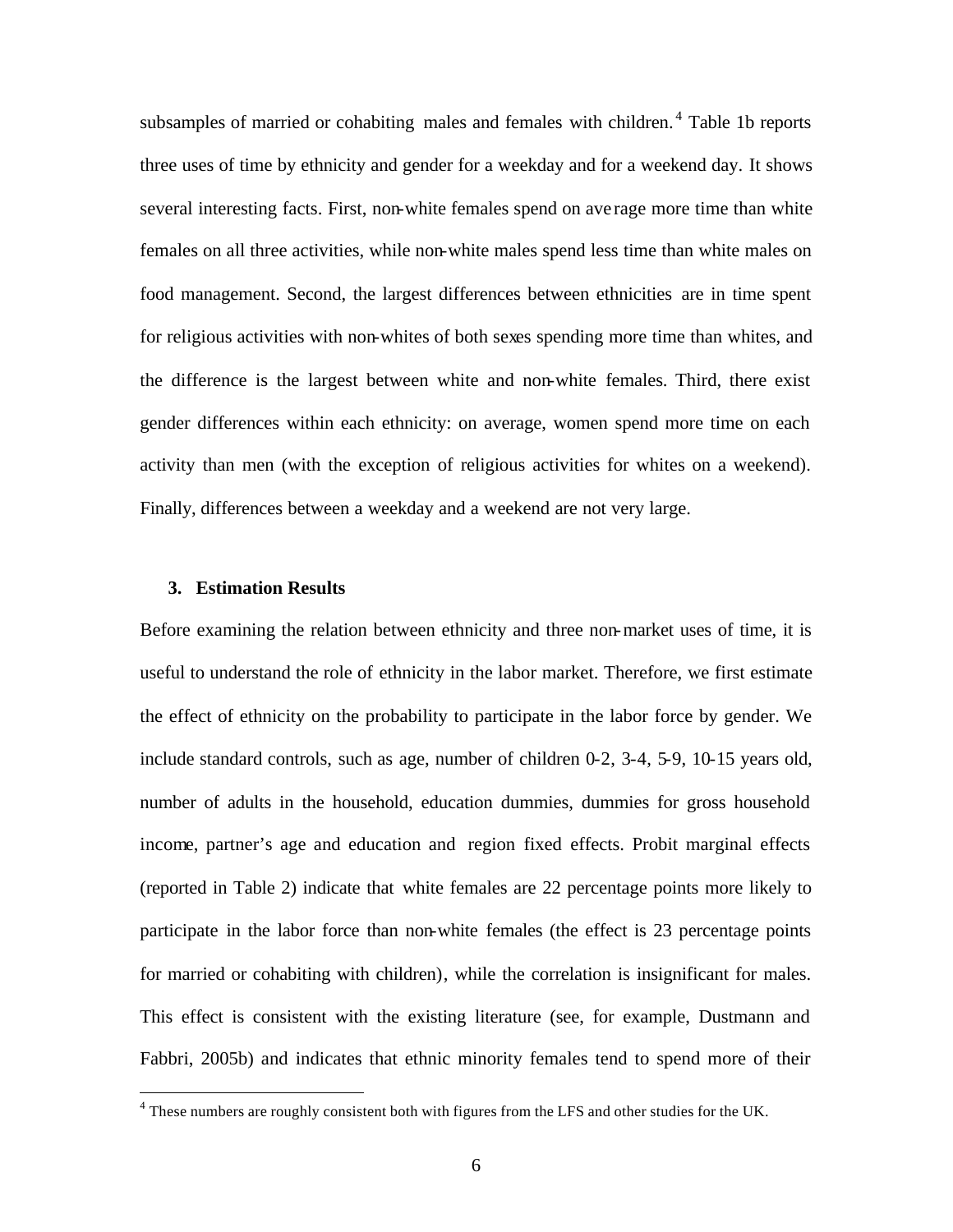subsamples of married or cohabiting males and females with children.[4] Table 1b reports three uses of time by ethnicity and gender for a weekday and for a weekend day. It shows several interesting facts. First, non-white females spend on average more time than white females on all three activities, while non-white males spend less time than white males on food management. Second, the largest differences between ethnicities are in time spent for religious activities with non-whites of both sexes spending more time than whites, and the difference is the largest between white and non-white females. Third, there exist gender differences within each ethnicity: on average, women spend more time on each activity than men (with the exception of religious activities for whites on a weekend). Finally, differences between a weekday and a weekend are not very large.

## 3. Estimation Results

Before examining the relation between ethnicity and three non-market uses of time, it is useful to understand the role of ethnicity in the labor market. Therefore, we first estimate the effect of ethnicity on the probability to participate in the labor force by gender. We include standard controls, such as age, number of children 0-2, 3-4, 5-9, 10-15 years old, number of adults in the household, education dummies, dummies for gross household income, partner's age and education and region fixed effects. Probit marginal effects (reported in Table 2) indicate that white females are 22 percentage points more likely to participate in the labor force than non-white females (the effect is 23 percentage points for married or cohabiting with children), while the correlation is insignificant for males. This effect is consistent with the existing literature (see, for example, Dustmann and Fabbri, 2005b) and indicates that ethnic minority females tend to spend more of their

[4] These numbers are roughly consistent both with figures from the LFS and other studies for the UK.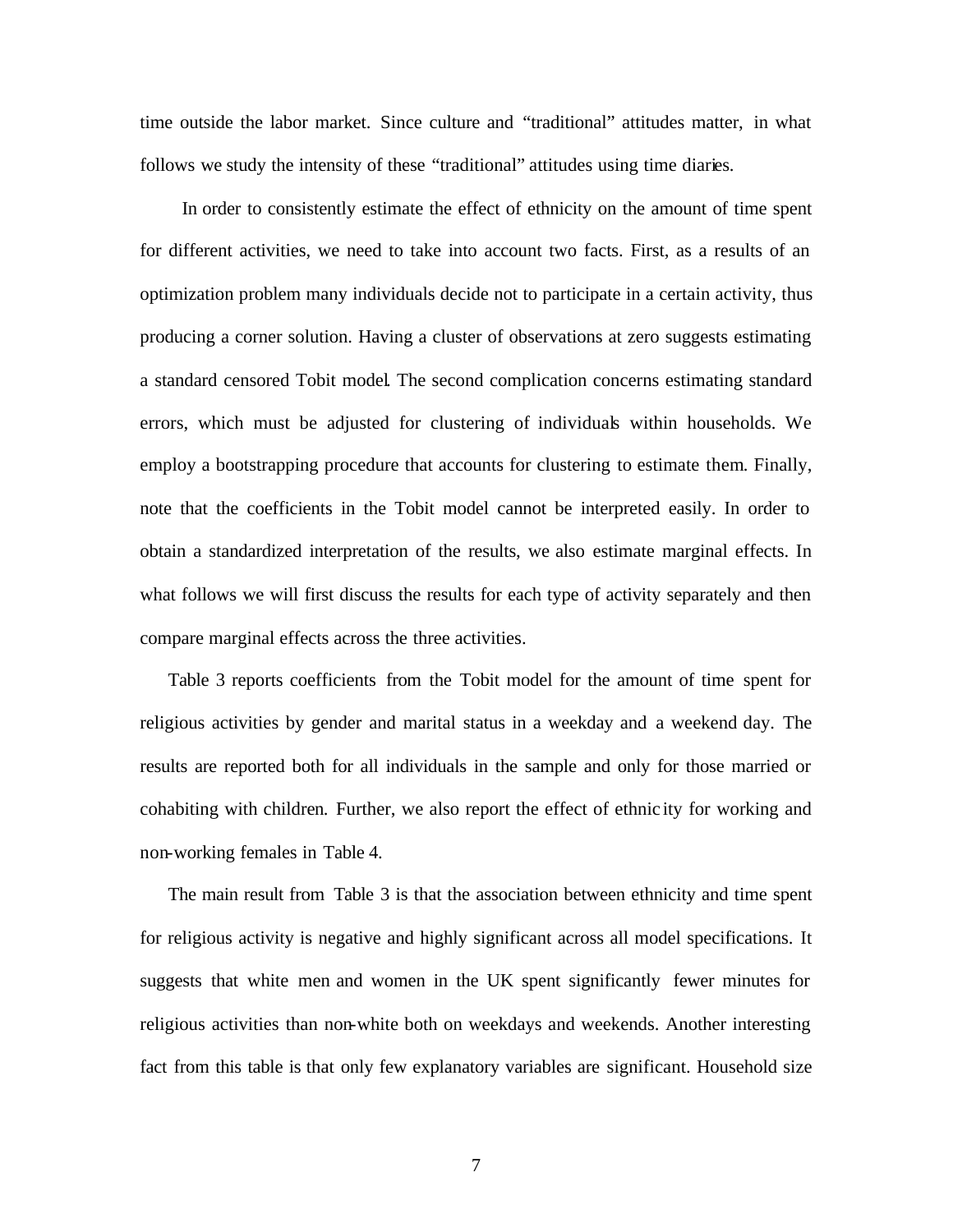time outside the labor market. Since culture and "traditional" attitudes matter, in what follows we study the intensity of these "traditional" attitudes using time diaries.

In order to consistently estimate the effect of ethnicity on the amount of time spent for different activities, we need to take into account two facts. First, as a results of an optimization problem many individuals decide not to participate in a certain activity, thus producing a corner solution. Having a cluster of observations at zero suggests estimating a standard censored Tobit model. The second complication concerns estimating standard errors, which must be adjusted for clustering of individuals within households. We employ a bootstrapping procedure that accounts for clustering to estimate them. Finally, note that the coefficients in the Tobit model cannot be interpreted easily. In order to obtain a standardized interpretation of the results, we also estimate marginal effects. In what follows we will first discuss the results for each type of activity separately and then compare marginal effects across the three activities.

Table 3 reports coefficients from the Tobit model for the amount of time spent for religious activities by gender and marital status in a weekday and a weekend day. The results are reported both for all individuals in the sample and only for those married or cohabiting with children. Further, we also report the effect of ethnicity for working and non-working females in Table 4.

The main result from Table 3 is that the association between ethnicity and time spent for religious activity is negative and highly significant across all model specifications. It suggests that white men and women in the UK spent significantly fewer minutes for religious activities than non-white both on weekdays and weekends. Another interesting fact from this table is that only few explanatory variables are significant. Household size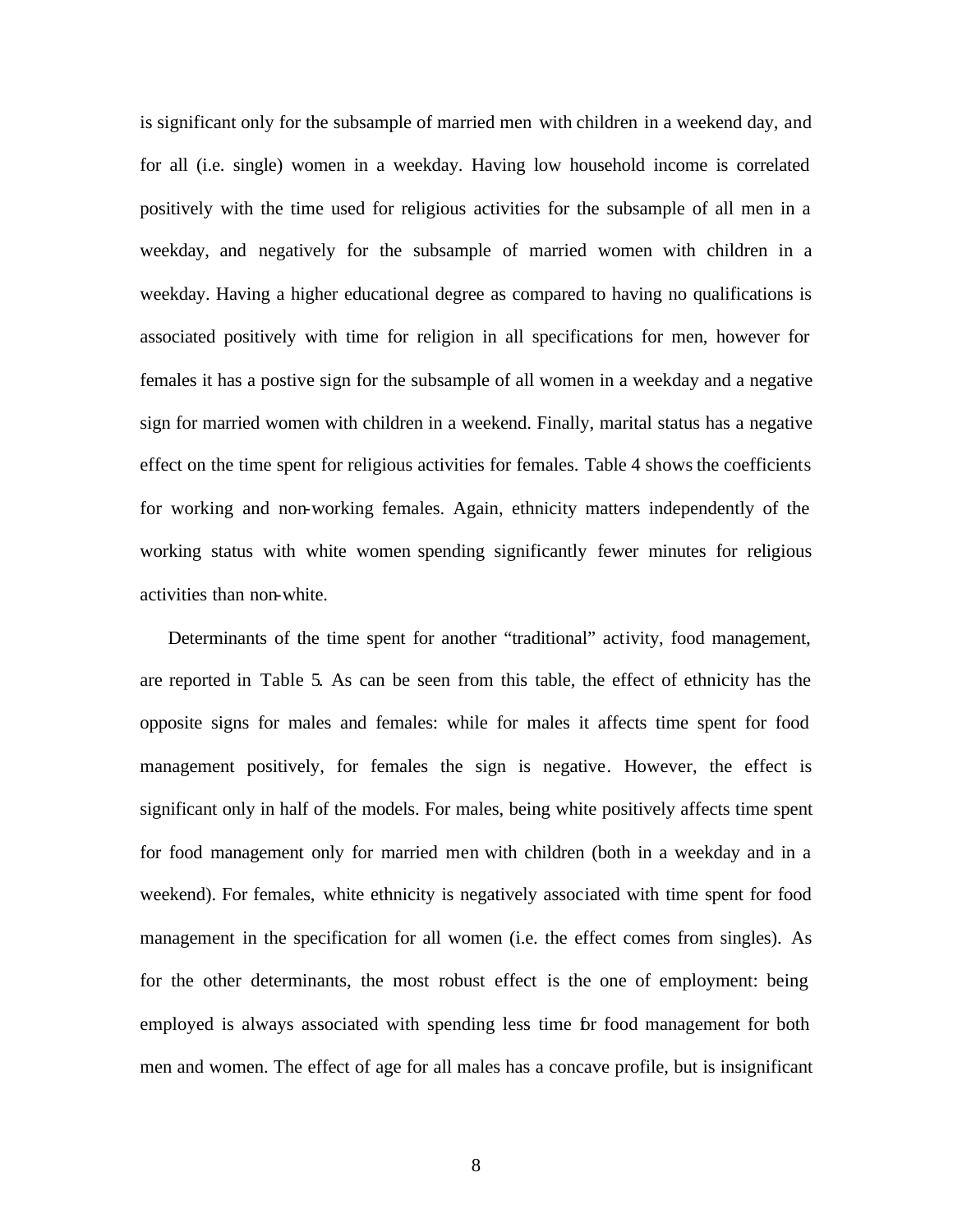is significant only for the subsample of married men with children in a weekend day, and for all (i.e. single) women in a weekday. Having low household income is correlated positively with the time used for religious activities for the subsample of all men in a weekday, and negatively for the subsample of married women with children in a weekday. Having a higher educational degree as compared to having no qualifications is associated positively with time for religion in all specifications for men, however for females it has a postive sign for the subsample of all women in a weekday and a negative sign for married women with children in a weekend. Finally, marital status has a negative effect on the time spent for religious activities for females. Table 4 shows the coefficients for working and non-working females. Again, ethnicity matters independently of the working status with white women spending significantly fewer minutes for religious activities than non-white.

Determinants of the time spent for another "traditional" activity, food management, are reported in Table 5. As can be seen from this table, the effect of ethnicity has the opposite signs for males and females: while for males it affects time spent for food management positively, for females the sign is negative. However, the effect is significant only in half of the models. For males, being white positively affects time spent for food management only for married men with children (both in a weekday and in a weekend). For females, white ethnicity is negatively associated with time spent for food management in the specification for all women (i.e. the effect comes from singles). As for the other determinants, the most robust effect is the one of employment: being employed is always associated with spending less time for food management for both men and women. The effect of age for all males has a concave profile, but is insignificant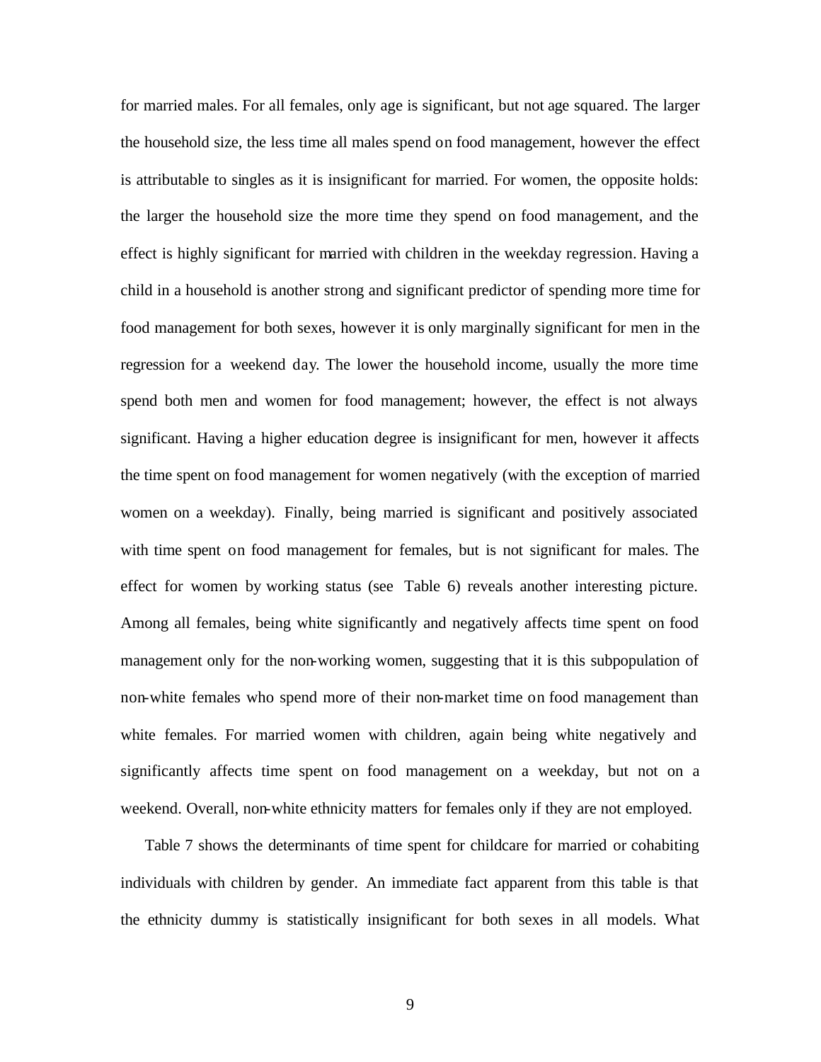for married males. For all females, only age is significant, but not age squared. The larger the household size, the less time all males spend on food management, however the effect is attributable to singles as it is insignificant for married. For women, the opposite holds: the larger the household size the more time they spend on food management, and the effect is highly significant for married with children in the weekday regression. Having a child in a household is another strong and significant predictor of spending more time for food management for both sexes, however it is only marginally significant for men in the regression for a weekend day. The lower the household income, usually the more time spend both men and women for food management; however, the effect is not always significant. Having a higher education degree is insignificant for men, however it affects the time spent on food management for women negatively (with the exception of married women on a weekday). Finally, being married is significant and positively associated with time spent on food management for females, but is not significant for males. The effect for women by working status (see Table 6) reveals another interesting picture. Among all females, being white significantly and negatively affects time spent on food management only for the non-working women, suggesting that it is this subpopulation of non-white females who spend more of their non-market time on food management than white females. For married women with children, again being white negatively and significantly affects time spent on food management on a weekday, but not on a weekend. Overall, non-white ethnicity matters for females only if they are not employed.

Table 7 shows the determinants of time spent for childcare for married or cohabiting individuals with children by gender. An immediate fact apparent from this table is that the ethnicity dummy is statistically insignificant for both sexes in all models. What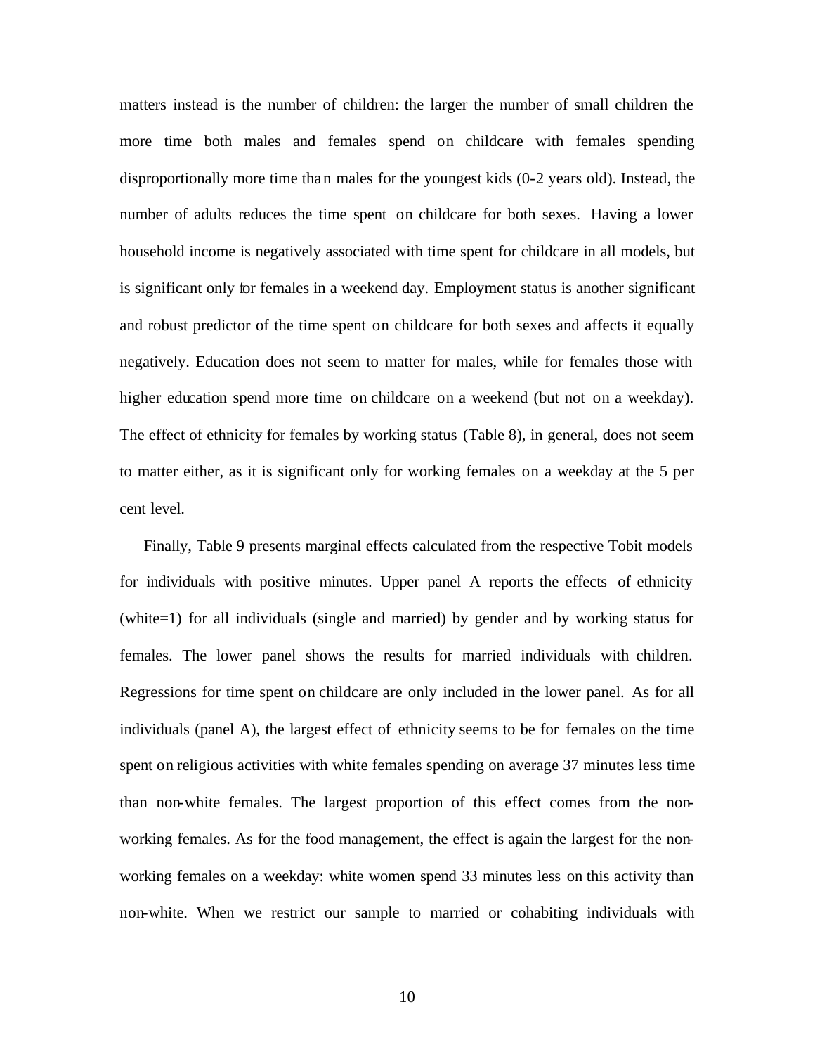matters instead is the number of children: the larger the number of small children the more time both males and females spend on childcare with females spending disproportionally more time than males for the youngest kids (0-2 years old). Instead, the number of adults reduces the time spent on childcare for both sexes. Having a lower household income is negatively associated with time spent for childcare in all models, but is significant only for females in a weekend day. Employment status is another significant and robust predictor of the time spent on childcare for both sexes and affects it equally negatively. Education does not seem to matter for males, while for females those with higher education spend more time on childcare on a weekend (but not on a weekday). The effect of ethnicity for females by working status (Table 8), in general, does not seem to matter either, as it is significant only for working females on a weekday at the 5 per cent level.

Finally, Table 9 presents marginal effects calculated from the respective Tobit models for individuals with positive minutes. Upper panel A reports the effects of ethnicity (white=1) for all individuals (single and married) by gender and by working status for females. The lower panel shows the results for married individuals with children. Regressions for time spent on childcare are only included in the lower panel. As for all individuals (panel A), the largest effect of ethnicity seems to be for females on the time spent on religious activities with white females spending on average 37 minutes less time than non-white females. The largest proportion of this effect comes from the non-working females. As for the food management, the effect is again the largest for the non-working females on a weekday: white women spend 33 minutes less on this activity than non-white. When we restrict our sample to married or cohabiting individuals with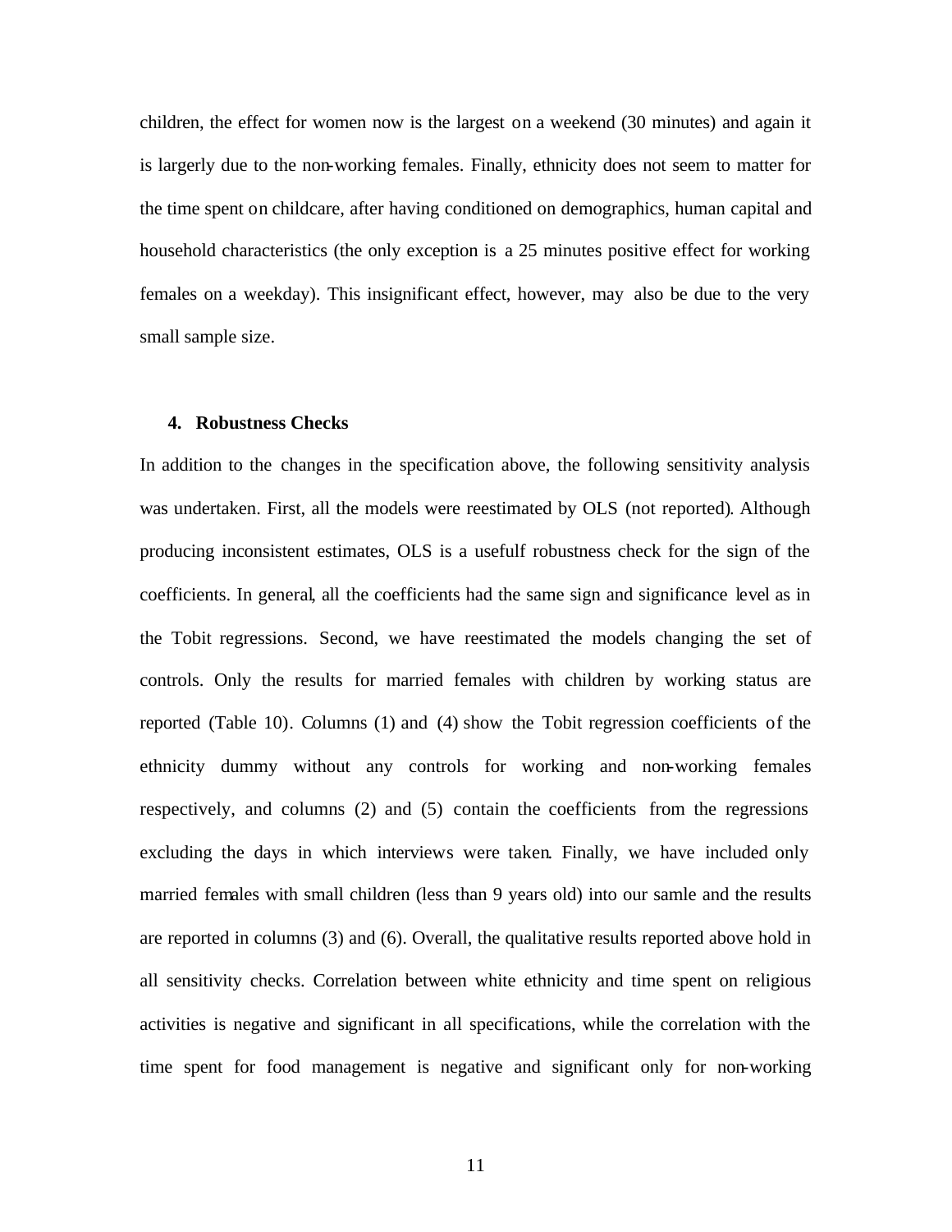children, the effect for women now is the largest on a weekend (30 minutes) and again it is largerly due to the non-working females. Finally, ethnicity does not seem to matter for the time spent on childcare, after having conditioned on demographics, human capital and household characteristics (the only exception is a 25 minutes positive effect for working females on a weekday). This insignificant effect, however, may also be due to the very small sample size.

## 4. Robustness Checks

In addition to the changes in the specification above, the following sensitivity analysis was undertaken. First, all the models were reestimated by OLS (not reported). Although producing inconsistent estimates, OLS is a usefulf robustness check for the sign of the coefficients. In general, all the coefficients had the same sign and significance level as in the Tobit regressions. Second, we have reestimated the models changing the set of controls. Only the results for married females with children by working status are reported (Table 10). Columns (1) and (4) show the Tobit regression coefficients of the ethnicity dummy without any controls for working and non-working females respectively, and columns (2) and (5) contain the coefficients from the regressions excluding the days in which interviews were taken. Finally, we have included only married females with small children (less than 9 years old) into our samle and the results are reported in columns (3) and (6). Overall, the qualitative results reported above hold in all sensitivity checks. Correlation between white ethnicity and time spent on religious activities is negative and significant in all specifications, while the correlation with the time spent for food management is negative and significant only for non-working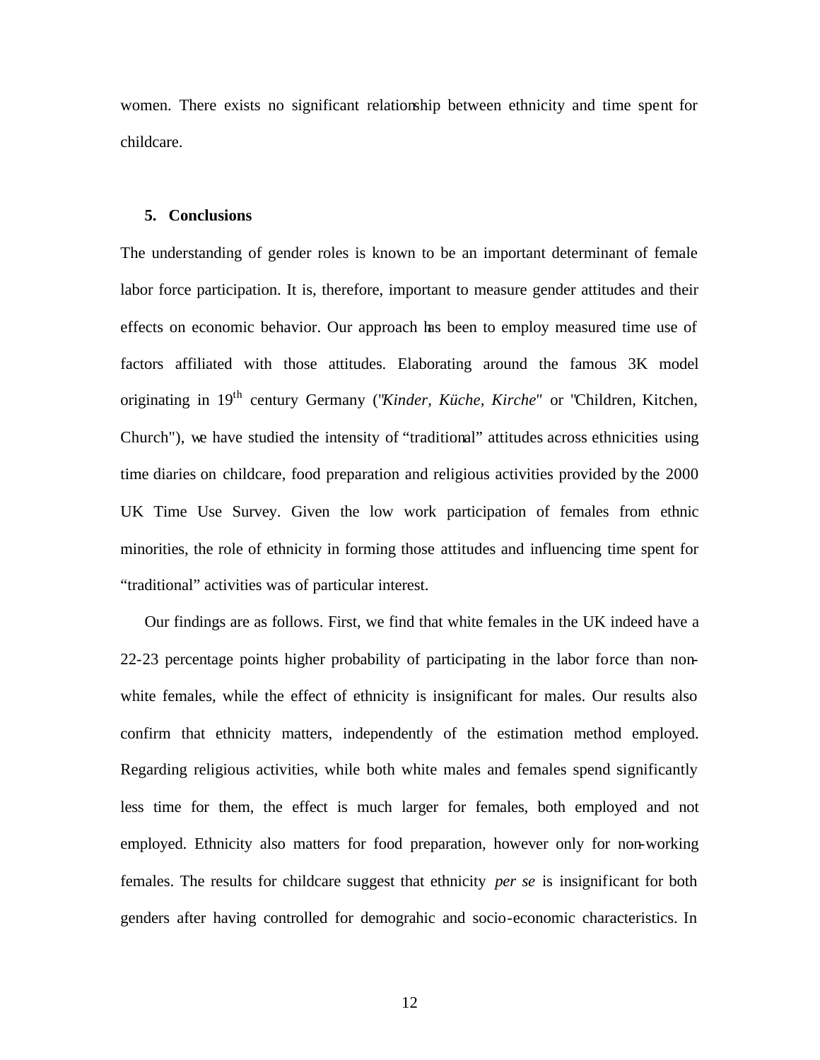women. There exists no significant relationship between ethnicity and time spent for childcare.

## 5. Conclusions

The understanding of gender roles is known to be an important determinant of female labor force participation. It is, therefore, important to measure gender attitudes and their effects on economic behavior. Our approach has been to employ measured time use of factors affiliated with those attitudes. Elaborating around the famous 3K model originating in 19th century Germany ("*Kinder, Küche, Kirche*" or "Children, Kitchen, Church"), we have studied the intensity of "traditional" attitudes across ethnicities using time diaries on childcare, food preparation and religious activities provided by the 2000 UK Time Use Survey. Given the low work participation of females from ethnic minorities, the role of ethnicity in forming those attitudes and influencing time spent for "traditional" activities was of particular interest.

Our findings are as follows. First, we find that white females in the UK indeed have a 22-23 percentage points higher probability of participating in the labor force than non-white females, while the effect of ethnicity is insignificant for males. Our results also confirm that ethnicity matters, independently of the estimation method employed. Regarding religious activities, while both white males and females spend significantly less time for them, the effect is much larger for females, both employed and not employed. Ethnicity also matters for food preparation, however only for non-working females. The results for childcare suggest that ethnicity *per se* is insignificant for both genders after having controlled for demograhic and socio-economic characteristics. In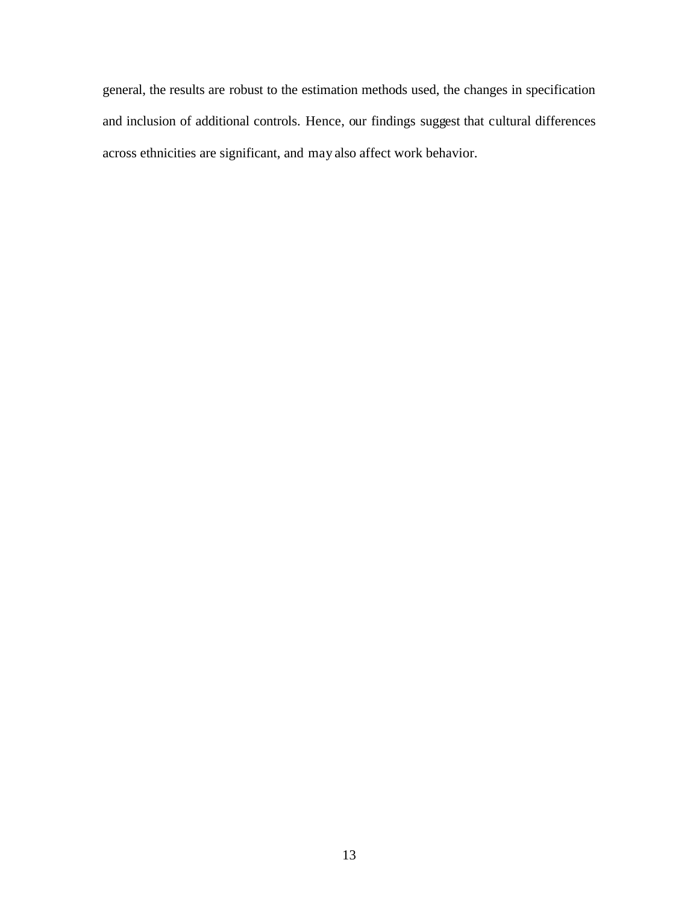general, the results are robust to the estimation methods used, the changes in specification and inclusion of additional controls. Hence, our findings suggest that cultural differences across ethnicities are significant, and may also affect work behavior.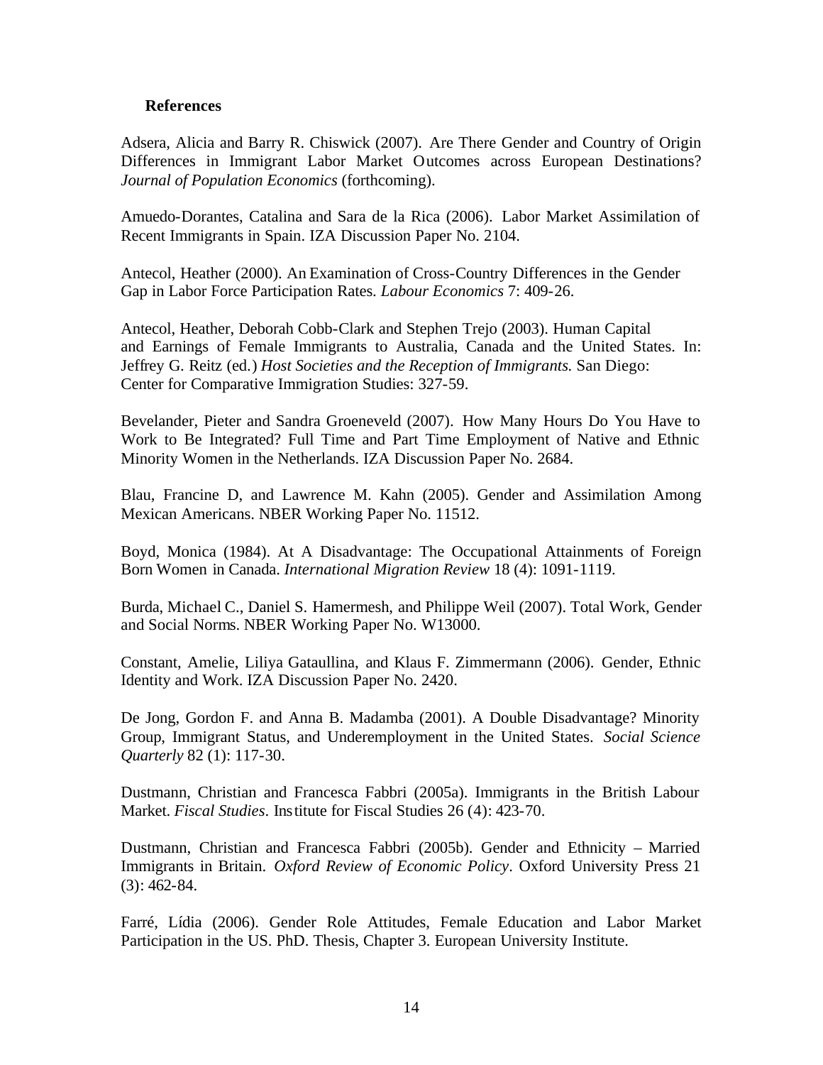### References

Adsera, Alicia and Barry R. Chiswick (2007). Are There Gender and Country of Origin Differences in Immigrant Labor Market Outcomes across European Destinations? *Journal of Population Economics* (forthcoming).

Amuedo-Dorantes, Catalina and Sara de la Rica (2006). Labor Market Assimilation of Recent Immigrants in Spain. IZA Discussion Paper No. 2104.

Antecol, Heather (2000). An Examination of Cross-Country Differences in the Gender Gap in Labor Force Participation Rates. *Labour Economics* 7: 409-26.

Antecol, Heather, Deborah Cobb-Clark and Stephen Trejo (2003). Human Capital and Earnings of Female Immigrants to Australia, Canada and the United States. In: Jeffrey G. Reitz (ed.) *Host Societies and the Reception of Immigrants.* San Diego: Center for Comparative Immigration Studies: 327-59.

Bevelander, Pieter and Sandra Groeneveld (2007). How Many Hours Do You Have to Work to Be Integrated? Full Time and Part Time Employment of Native and Ethnic Minority Women in the Netherlands. IZA Discussion Paper No. 2684.

Blau, Francine D, and Lawrence M. Kahn (2005). Gender and Assimilation Among Mexican Americans. NBER Working Paper No. 11512.

Boyd, Monica (1984). At A Disadvantage: The Occupational Attainments of Foreign Born Women in Canada. *International Migration Review* 18 (4): 1091-1119.

Burda, Michael C., Daniel S. Hamermesh, and Philippe Weil (2007). Total Work, Gender and Social Norms. NBER Working Paper No. W13000.

Constant, Amelie, Liliya Gataullina, and Klaus F. Zimmermann (2006). Gender, Ethnic Identity and Work. IZA Discussion Paper No. 2420.

De Jong, Gordon F. and Anna B. Madamba (2001). A Double Disadvantage? Minority Group, Immigrant Status, and Underemployment in the United States. *Social Science Quarterly* 82 (1): 117-30.

Dustmann, Christian and Francesca Fabbri (2005a). Immigrants in the British Labour Market. *Fiscal Studies*. Institute for Fiscal Studies 26 (4): 423-70.

Dustmann, Christian and Francesca Fabbri (2005b). Gender and Ethnicity – Married Immigrants in Britain. *Oxford Review of Economic Policy*. Oxford University Press 21 (3): 462-84.

Farré, Lídia (2006). Gender Role Attitudes, Female Education and Labor Market Participation in the US. PhD. Thesis, Chapter 3. European University Institute.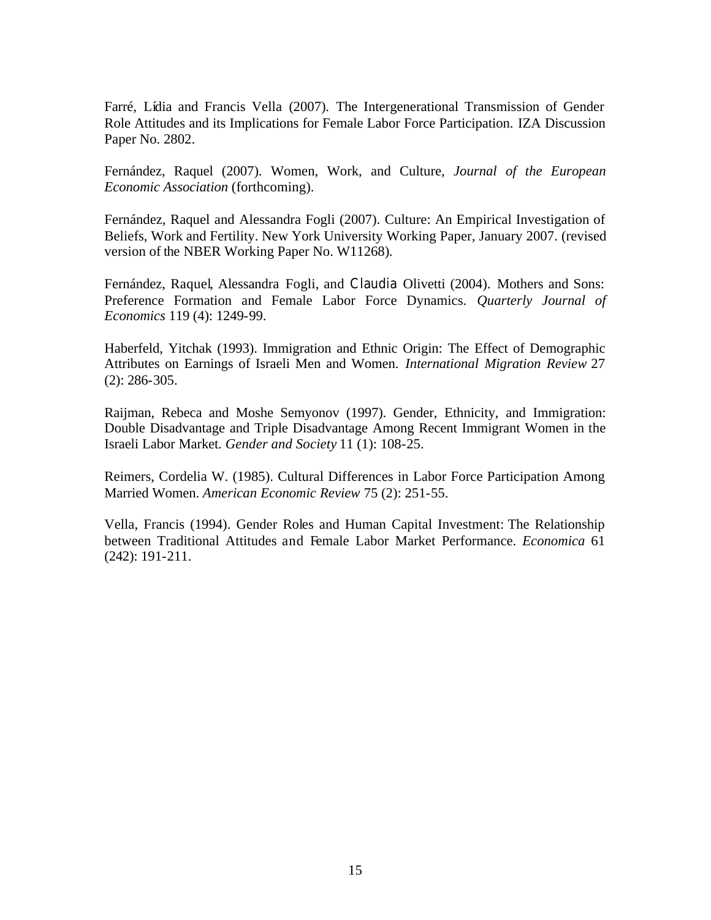Farré, Lídia and Francis Vella (2007). The Intergenerational Transmission of Gender Role Attitudes and its Implications for Female Labor Force Participation. IZA Discussion Paper No. 2802.

Fernández, Raquel (2007). Women, Work, and Culture, *Journal of the European Economic Association* (forthcoming).

Fernández, Raquel and Alessandra Fogli (2007). Culture: An Empirical Investigation of Beliefs, Work and Fertility. New York University Working Paper, January 2007. (revised version of the NBER Working Paper No. W11268).

Fernández, Raquel, Alessandra Fogli, and Claudia Olivetti (2004). Mothers and Sons: Preference Formation and Female Labor Force Dynamics. *Quarterly Journal of Economics* 119 (4): 1249-99.

Haberfeld, Yitchak (1993). Immigration and Ethnic Origin: The Effect of Demographic Attributes on Earnings of Israeli Men and Women. *International Migration Review* 27 (2): 286-305.

Raijman, Rebeca and Moshe Semyonov (1997). Gender, Ethnicity, and Immigration: Double Disadvantage and Triple Disadvantage Among Recent Immigrant Women in the Israeli Labor Market. *Gender and Society* 11 (1): 108-25.

Reimers, Cordelia W. (1985). Cultural Differences in Labor Force Participation Among Married Women. *American Economic Review* 75 (2): 251-55.

Vella, Francis (1994). Gender Roles and Human Capital Investment: The Relationship between Traditional Attitudes and Female Labor Market Performance. *Economica* 61 (242): 191-211.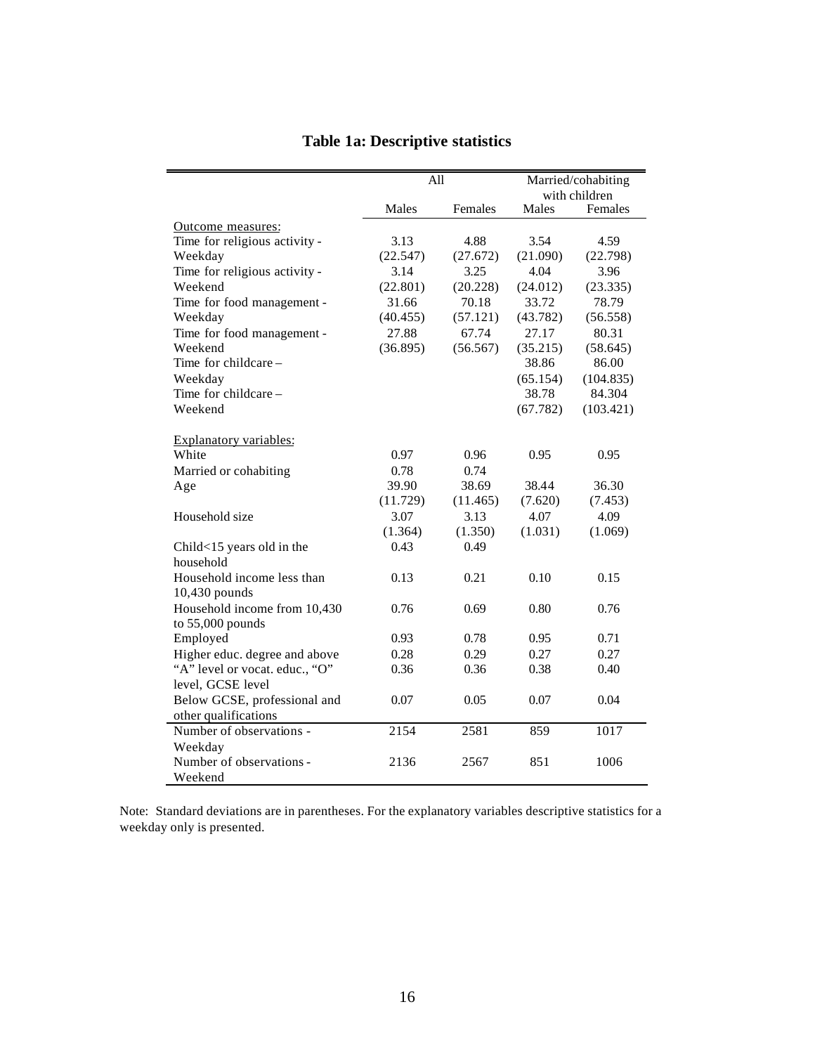# Table 1a: Descriptive statistics

| | All | | Married/cohabiting with children | |
|---|---|---|---|---|
| | Males | Females | Males | Females |
| Outcome measures: | | | | |
| Time for religious activity - Weekday | 3.13 | 4.88 | 3.54 | 4.59 |
| | (22.547) | (27.672) | (21.090) | (22.798) |
| Time for religious activity - Weekend | 3.14 | 3.25 | 4.04 | 3.96 |
| | (22.801) | (20.228) | (24.012) | (23.335) |
| Time for food management - Weekday | 31.66 | 70.18 | 33.72 | 78.79 |
| | (40.455) | (57.121) | (43.782) | (56.558) |
| Time for food management - Weekend | 27.88 | 67.74 | 27.17 | 80.31 |
| | (36.895) | (56.567) | (35.215) | (58.645) |
| Time for childcare – Weekday | | | 38.86 | 86.00 |
| | | | (65.154) | (104.835) |
| Time for childcare – Weekend | | | 38.78 | 84.304 |
| | | | (67.782) | (103.421) |
| Explanatory variables: | | | | |
| White | 0.97 | 0.96 | 0.95 | 0.95 |
| Married or cohabiting | 0.78 | 0.74 | | |
| Age | 39.90 | 38.69 | 38.44 | 36.30 |
| | (11.729) | (11.465) | (7.620) | (7.453) |
| Household size | 3.07 | 3.13 | 4.07 | 4.09 |
| | (1.364) | (1.350) | (1.031) | (1.069) |
| Child<15 years old in the household | 0.43 | 0.49 | | |
| Household income less than 10,430 pounds | 0.13 | 0.21 | 0.10 | 0.15 |
| Household income from 10,430 to 55,000 pounds | 0.76 | 0.69 | 0.80 | 0.76 |
| Employed | 0.93 | 0.78 | 0.95 | 0.71 |
| Higher educ. degree and above | 0.28 | 0.29 | 0.27 | 0.27 |
| "A" level or vocat. educ., "O" level, GCSE level | 0.36 | 0.36 | 0.38 | 0.40 |
| Below GCSE, professional and other qualifications | 0.07 | 0.05 | 0.07 | 0.04 |
| Number of observations - Weekday | 2154 | 2581 | 859 | 1017 |
| Number of observations - Weekend | 2136 | 2567 | 851 | 1006 |

Note: Standard deviations are in parentheses. For the explanatory variables descriptive statistics for a weekday only is presented.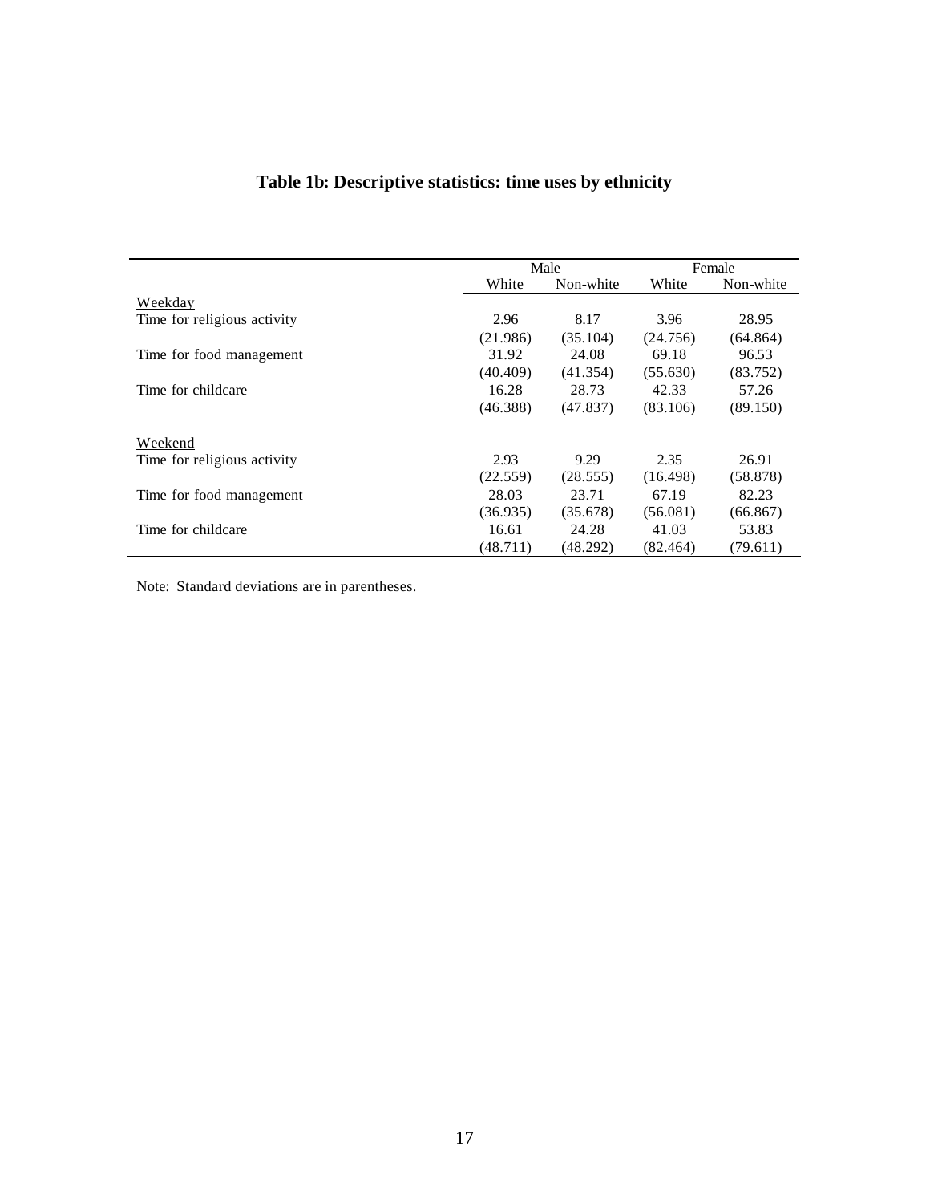**Table 1b: Descriptive statistics: time uses by ethnicity**

| | Male | | Female | |
|---|---|---|---|---|
| | White | Non-white | White | Non-white |
| Weekday | | | | |
| Time for religious activity | 2.96 | 8.17 | 3.96 | 28.95 |
| | (21.986) | (35.104) | (24.756) | (64.864) |
| Time for food management | 31.92 | 24.08 | 69.18 | 96.53 |
| | (40.409) | (41.354) | (55.630) | (83.752) |
| Time for childcare | 16.28 | 28.73 | 42.33 | 57.26 |
| | (46.388) | (47.837) | (83.106) | (89.150) |
| Weekend | | | | |
| Time for religious activity | 2.93 | 9.29 | 2.35 | 26.91 |
| | (22.559) | (28.555) | (16.498) | (58.878) |
| Time for food management | 28.03 | 23.71 | 67.19 | 82.23 |
| | (36.935) | (35.678) | (56.081) | (66.867) |
| Time for childcare | 16.61 | 24.28 | 41.03 | 53.83 |
| | (48.711) | (48.292) | (82.464) | (79.611) |

Note: Standard deviations are in parentheses.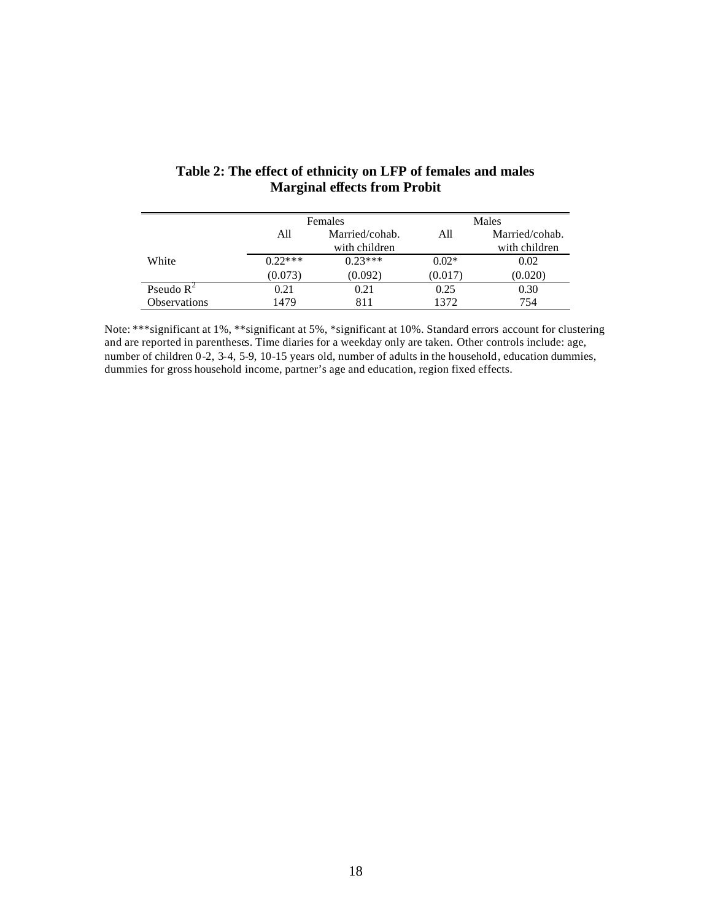**Table 2: The effect of ethnicity on LFP of females and males**
**Marginal effects from Probit**

| | Females | | Males | |
|---|---|---|---|---|
| | All | Married/cohab. with children | All | Married/cohab. with children |
| White | 0.22*** | 0.23*** | 0.02* | 0.02 |
| | (0.073) | (0.092) | (0.017) | (0.020) |
| Pseudo $R^2$ | 0.21 | 0.21 | 0.25 | 0.30 |
| Observations | 1479 | 811 | 1372 | 754 |

Note: ***significant at 1%, **significant at 5%, *significant at 10%. Standard errors account for clustering and are reported in parentheses. Time diaries for a weekday only are taken. Other controls include: age, number of children 0-2, 3-4, 5-9, 10-15 years old, number of adults in the household, education dummies, dummies for gross household income, partner's age and education, region fixed effects.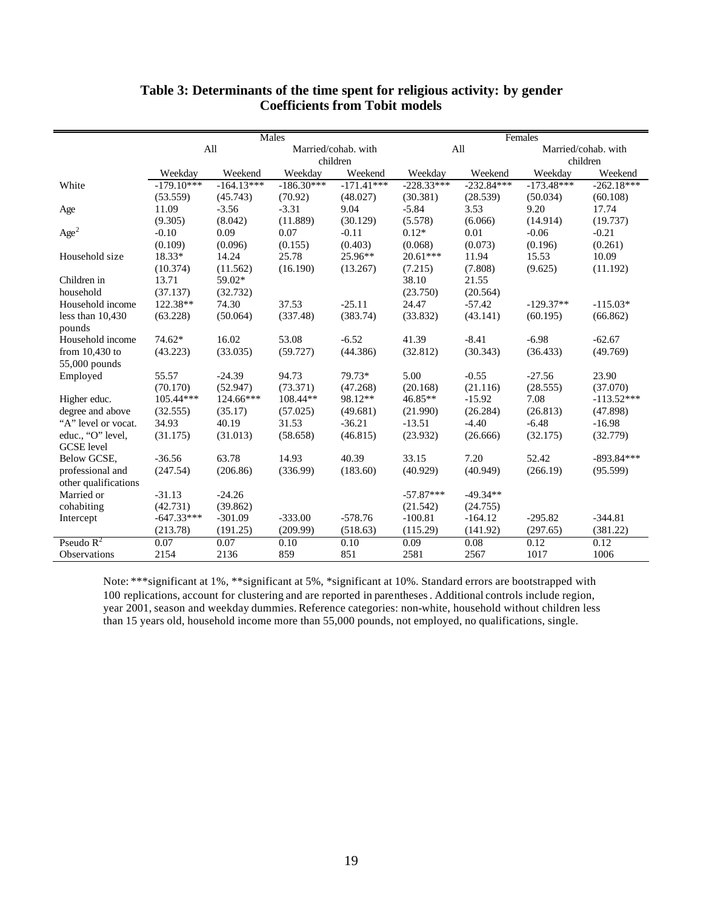**Table 3: Determinants of the time spent for religious activity: by gender**
**Coefficients from Tobit models**

| | Males | | | | Females | | | |
|---|---|---|---|---|---|---|---|---|
| | All | | Married/cohab. with children | | All | | Married/cohab. with children | |
| | Weekday | Weekend | Weekday | Weekend | Weekday | Weekend | Weekday | Weekend |
| White | -179.10*** | -164.13*** | -186.30*** | -171.41*** | -228.33*** | -232.84*** | -173.48*** | -262.18*** |
| | (53.559) | (45.743) | (70.92) | (48.027) | (30.381) | (28.539) | (50.034) | (60.108) |
| Age | 11.09 | -3.56 | -3.31 | 9.04 | -5.84 | 3.53 | 9.20 | 17.74 |
| | (9.305) | (8.042) | (11.889) | (30.129) | (5.578) | (6.066) | (14.914) | (19.737) |
| $Age^2$ | -0.10 | 0.09 | 0.07 | -0.11 | 0.12* | 0.01 | -0.06 | -0.21 |
| | (0.109) | (0.096) | (0.155) | (0.403) | (0.068) | (0.073) | (0.196) | (0.261) |
| Household size | 18.33* | 14.24 | 25.78 | 25.96** | 20.61*** | 11.94 | 15.53 | 10.09 |
| | (10.374) | (11.562) | (16.190) | (13.267) | (7.215) | (7.808) | (9.625) | (11.192) |
| Children in household | 13.71 | 59.02* | | | 38.10 | 21.55 | | |
| | (37.137) | (32.732) | | | (23.750) | (20.564) | | |
| Household income less than 10,430 pounds | 122.38** | 74.30 | 37.53 | -25.11 | 24.47 | -57.42 | -129.37** | -115.03* |
| | (63.228) | (50.064) | (337.48) | (383.74) | (33.832) | (43.141) | (60.195) | (66.862) |
| Household income from 10,430 to 55,000 pounds | 74.62* | 16.02 | 53.08 | -6.52 | 41.39 | -8.41 | -6.98 | -62.67 |
| | (43.223) | (33.035) | (59.727) | (44.386) | (32.812) | (30.343) | (36.433) | (49.769) |
| Employed | 55.57 | -24.39 | 94.73 | 79.73* | 5.00 | -0.55 | -27.56 | 23.90 |
| | (70.170) | (52.947) | (73.371) | (47.268) | (20.168) | (21.116) | (28.555) | (37.070) |
| Higher educ. degree and above | 105.44*** | 124.66*** | 108.44** | 98.12** | 46.85** | -15.92 | 7.08 | -113.52*** |
| | (32.555) | (35.17) | (57.025) | (49.681) | (21.990) | (26.284) | (26.813) | (47.898) |
| "A" level or vocat. educ., "O" level, GCSE level | 34.93 | 40.19 | 31.53 | -36.21 | -13.51 | -4.40 | -6.48 | -16.98 |
| | (31.175) | (31.013) | (58.658) | (46.815) | (23.932) | (26.666) | (32.175) | (32.779) |
| Below GCSE, professional and other qualifications | -36.56 | 63.78 | 14.93 | 40.39 | 33.15 | 7.20 | 52.42 | -893.84*** |
| | (247.54) | (206.86) | (336.99) | (183.60) | (40.929) | (40.949) | (266.19) | (95.599) |
| Married or cohabiting | -31.13 | -24.26 | | | -57.87*** | -49.34** | | |
| | (42.731) | (39.862) | | | (21.542) | (24.755) | | |
| Intercept | -647.33*** | -301.09 | -333.00 | -578.76 | -100.81 | -164.12 | -295.82 | -344.81 |
| | (213.78) | (191.25) | (209.99) | (518.63) | (115.29) | (141.92) | (297.65) | (381.22) |
| Pseudo $R^2$ | 0.07 | 0.07 | 0.10 | 0.10 | 0.09 | 0.08 | 0.12 | 0.12 |
| Observations | 2154 | 2136 | 859 | 851 | 2581 | 2567 | 1017 | 1006 |

Note: ***significant at 1%, **significant at 5%, *significant at 10%. Standard errors are bootstrapped with 100 replications, account for clustering and are reported in parentheses. Additional controls include region, year 2001, season and weekday dummies. Reference categories: non-white, household without children less than 15 years old, household income more than 55,000 pounds, not employed, no qualifications, single.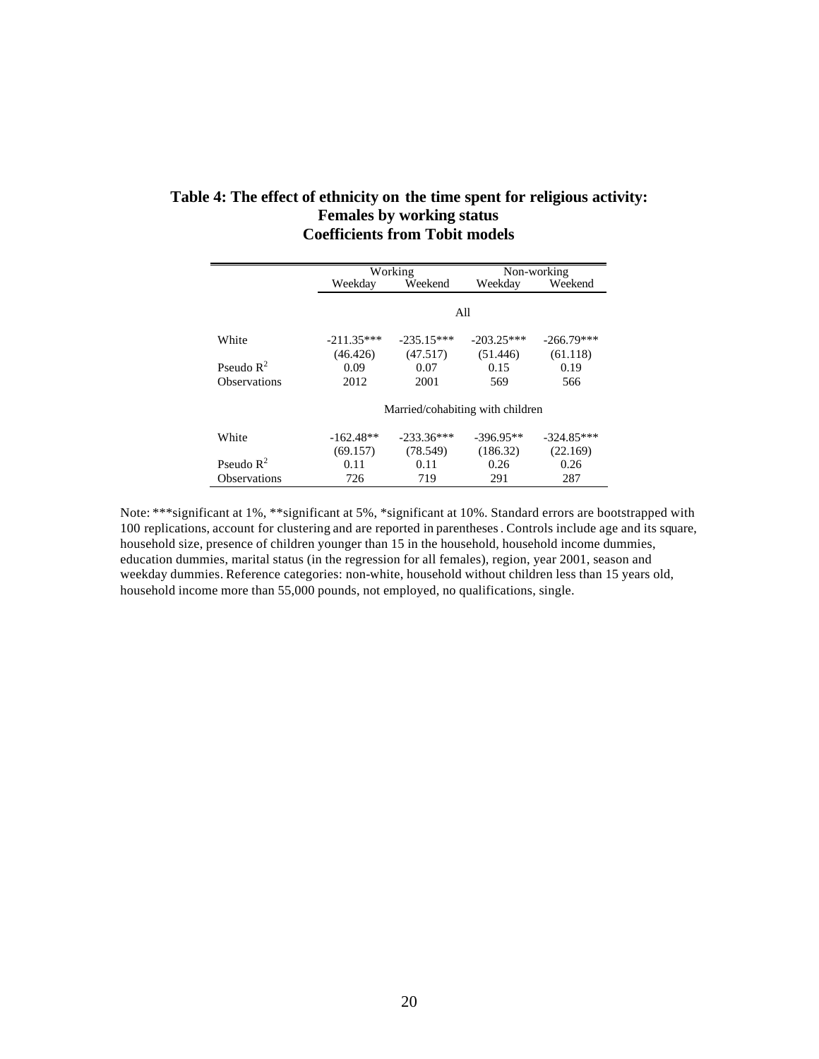**Table 4: The effect of ethnicity on the time spent for religious activity: Females by working status Coefficients from Tobit models**

| | Working | | Non-working | |
|---|---|---|---|---|
| | Weekday | Weekend | Weekday | Weekend |
| | | All | | |
| White | -211.35*** | -235.15*** | -203.25*** | -266.79*** |
| | (46.426) | (47.517) | (51.446) | (61.118) |
| Pseudo $R^2$ | 0.09 | 0.07 | 0.15 | 0.19 |
| Observations | 2012 | 2001 | 569 | 566 |
| | | Married/cohabiting with children | | |
| White | -162.48** | -233.36*** | -396.95** | -324.85*** |
| | (69.157) | (78.549) | (186.32) | (22.169) |
| Pseudo $R^2$ | 0.11 | 0.11 | 0.26 | 0.26 |
| Observations | 726 | 719 | 291 | 287 |

Note: ***significant at 1%, **significant at 5%, *significant at 10%. Standard errors are bootstrapped with 100 replications, account for clustering and are reported in parentheses. Controls include age and its square, household size, presence of children younger than 15 in the household, household income dummies, education dummies, marital status (in the regression for all females), region, year 2001, season and weekday dummies. Reference categories: non-white, household without children less than 15 years old, household income more than 55,000 pounds, not employed, no qualifications, single.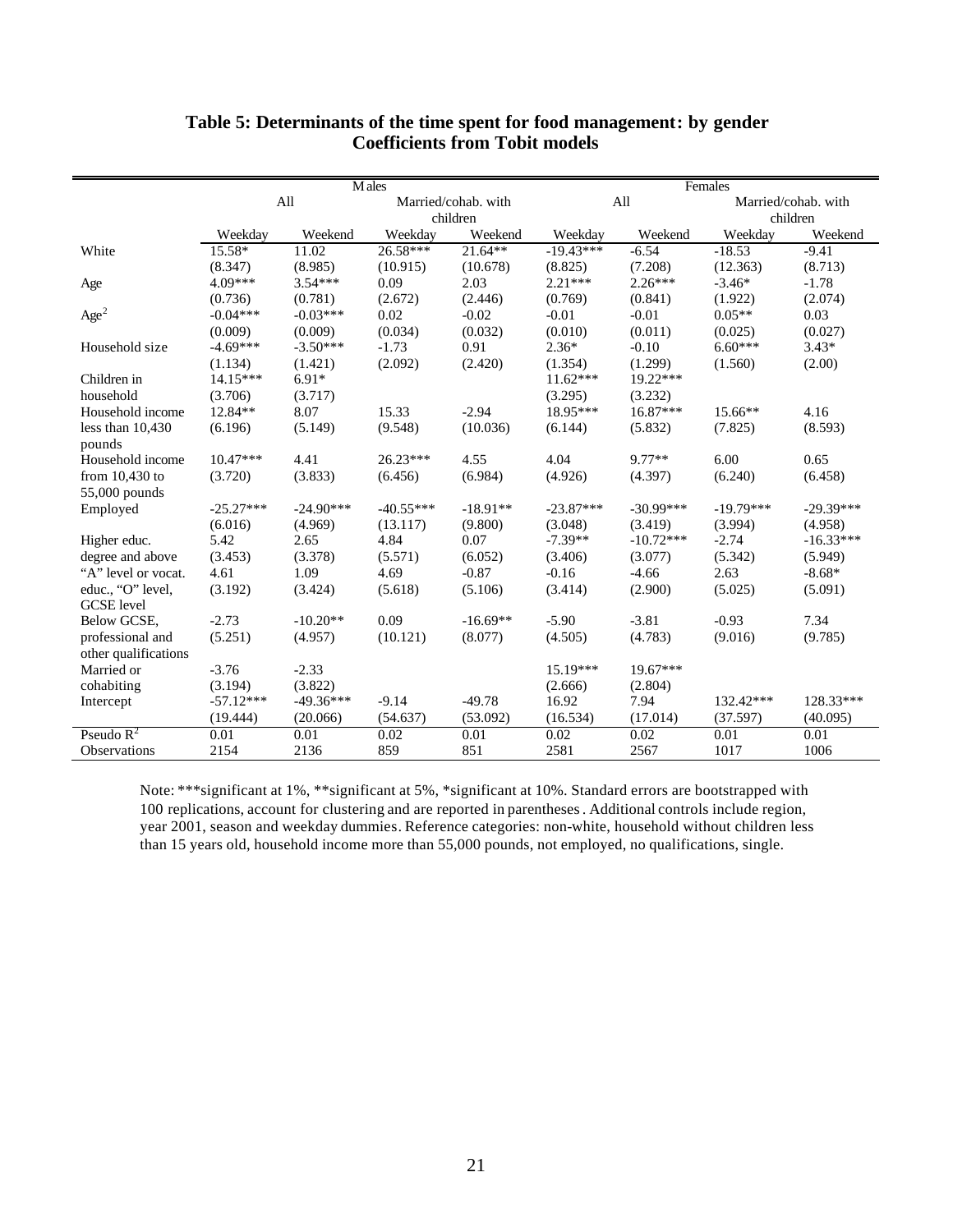**Table 5: Determinants of the time spent for food management: by gender**
**Coefficients from Tobit models**

| | Males | | | | Females | | | |
|---|---|---|---|---|---|---|---|---|
| | All | | Married/cohab. with children | | All | | Married/cohab. with children | |
| | Weekday | Weekend | Weekday | Weekend | Weekday | Weekend | Weekday | Weekend |
| White | 15.58* | 11.02 | 26.58*** | 21.64** | -19.43*** | -6.54 | -18.53 | -9.41 |
| | (8.347) | (8.985) | (10.915) | (10.678) | (8.825) | (7.208) | (12.363) | (8.713) |
| Age | 4.09*** | 3.54*** | 0.09 | 2.03 | 2.21*** | 2.26*** | -3.46* | -1.78 |
| | (0.736) | (0.781) | (2.672) | (2.446) | (0.769) | (0.841) | (1.922) | (2.074) |
| $Age^2$ | -0.04*** | -0.03*** | 0.02 | -0.02 | -0.01 | -0.01 | 0.05** | 0.03 |
| | (0.009) | (0.009) | (0.034) | (0.032) | (0.010) | (0.011) | (0.025) | (0.027) |
| Household size | -4.69*** | -3.50*** | -1.73 | 0.91 | 2.36* | -0.10 | 6.60*** | 3.43* |
| | (1.134) | (1.421) | (2.092) | (2.420) | (1.354) | (1.299) | (1.560) | (2.00) |
| Children in household | 14.15*** | 6.91* | | | 11.62*** | 19.22*** | | |
| | (3.706) | (3.717) | | | (3.295) | (3.232) | | |
| Household income less than 10,430 pounds | 12.84** | 8.07 | 15.33 | -2.94 | 18.95*** | 16.87*** | 15.66** | 4.16 |
| | (6.196) | (5.149) | (9.548) | (10.036) | (6.144) | (5.832) | (7.825) | (8.593) |
| Household income from 10,430 to 55,000 pounds | 10.47*** | 4.41 | 26.23*** | 4.55 | 4.04 | 9.77** | 6.00 | 0.65 |
| | (3.720) | (3.833) | (6.456) | (6.984) | (4.926) | (4.397) | (6.240) | (6.458) |
| Employed | -25.27*** | -24.90*** | -40.55*** | -18.91** | -23.87*** | -30.99*** | -19.79*** | -29.39*** |
| | (6.016) | (4.969) | (13.117) | (9.800) | (3.048) | (3.419) | (3.994) | (4.958) |
| Higher educ. degree and above | 5.42 | 2.65 | 4.84 | 0.07 | -7.39** | -10.72*** | -2.74 | -16.33*** |
| | (3.453) | (3.378) | (5.571) | (6.052) | (3.406) | (3.077) | (5.342) | (5.949) |
| "A" level or vocat. educ., "O" level, GCSE level | 4.61 | 1.09 | 4.69 | -0.87 | -0.16 | -4.66 | 2.63 | -8.68* |
| | (3.192) | (3.424) | (5.618) | (5.106) | (3.414) | (2.900) | (5.025) | (5.091) |
| Below GCSE, professional and other qualifications | -2.73 | -10.20** | 0.09 | -16.69** | -5.90 | -3.81 | -0.93 | 7.34 |
| | (5.251) | (4.957) | (10.121) | (8.077) | (4.505) | (4.783) | (9.016) | (9.785) |
| Married or cohabiting | -3.76 | -2.33 | | | 15.19*** | 19.67*** | | |
| | (3.194) | (3.822) | | | (2.666) | (2.804) | | |
| Intercept | -57.12*** | -49.36*** | -9.14 | -49.78 | 16.92 | 7.94 | 132.42*** | 128.33*** |
| | (19.444) | (20.066) | (54.637) | (53.092) | (16.534) | (17.014) | (37.597) | (40.095) |
| Pseudo $R^2$ | 0.01 | 0.01 | 0.02 | 0.01 | 0.02 | 0.02 | 0.01 | 0.01 |
| Observations | 2154 | 2136 | 859 | 851 | 2581 | 2567 | 1017 | 1006 |

Note: ***significant at 1%, **significant at 5%, *significant at 10%. Standard errors are bootstrapped with 100 replications, account for clustering and are reported in parentheses. Additional controls include region, year 2001, season and weekday dummies. Reference categories: non-white, household without children less than 15 years old, household income more than 55,000 pounds, not employed, no qualifications, single.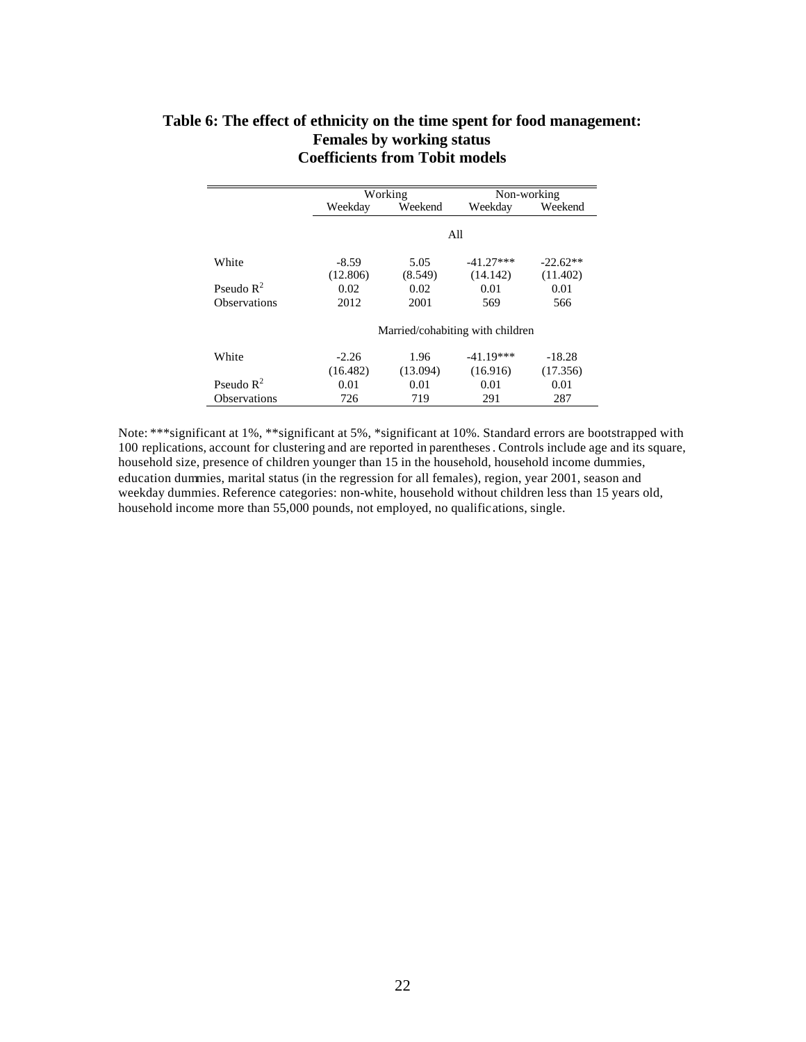**Table 6: The effect of ethnicity on the time spent for food management: Females by working status Coefficients from Tobit models**

| | Working | | Non-working | |
|---|---|---|---|---|
| | Weekday | Weekend | Weekday | Weekend |
| | All | | | |
| White | -8.59 | 5.05 | -41.27*** | -22.62** |
| | (12.806) | (8.549) | (14.142) | (11.402) |
| Pseudo $R^2$ | 0.02 | 0.02 | 0.01 | 0.01 |
| Observations | 2012 | 2001 | 569 | 566 |
| | Married/cohabiting with children | | | |
| White | -2.26 | 1.96 | -41.19*** | -18.28 |
| | (16.482) | (13.094) | (16.916) | (17.356) |
| Pseudo $R^2$ | 0.01 | 0.01 | 0.01 | 0.01 |
| Observations | 726 | 719 | 291 | 287 |

Note: ***significant at 1%, **significant at 5%, *significant at 10%. Standard errors are bootstrapped with 100 replications, account for clustering and are reported in parentheses. Controls include age and its square, household size, presence of children younger than 15 in the household, household income dummies, education dummies, marital status (in the regression for all females), region, year 2001, season and weekday dummies. Reference categories: non-white, household without children less than 15 years old, household income more than 55,000 pounds, not employed, no qualifications, single.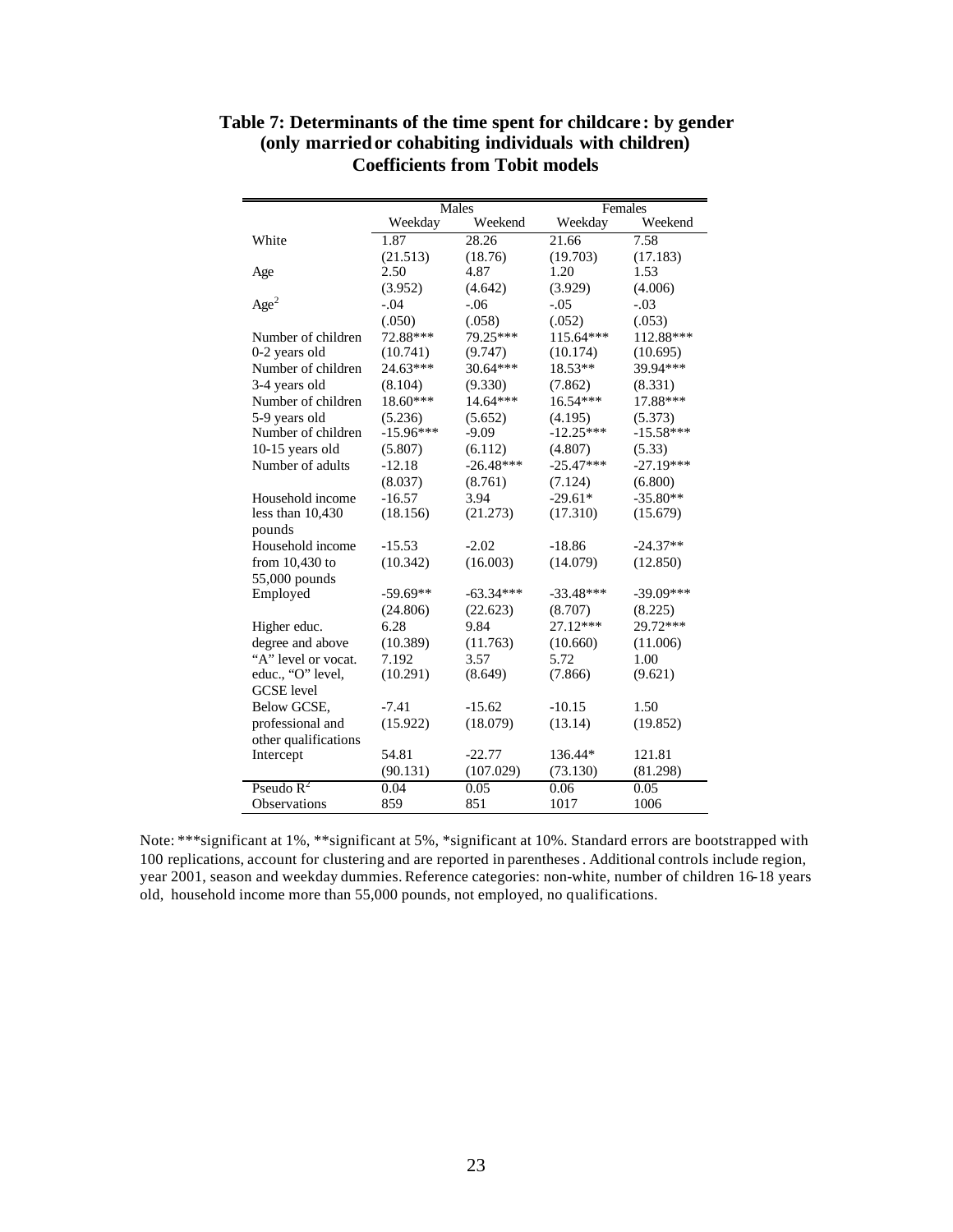# Table 7: Determinants of the time spent for childcare: by gender (only married or cohabiting individuals with children) Coefficients from Tobit models

| | Males | | Females | |
|---|---|---|---|---|
| | Weekday | Weekend | Weekday | Weekend |
| White | 1.87 | 28.26 | 21.66 | 7.58 |
| | (21.513) | (18.76) | (19.703) | (17.183) |
| Age | 2.50 | 4.87 | 1.20 | 1.53 |
| | (3.952) | (4.642) | (3.929) | (4.006) |
| $Age^2$ | -.04 | -.06 | -.05 | -.03 |
| | (.050) | (.058) | (.052) | (.053) |
| Number of children 0-2 years old | 72.88*** | 79.25*** | 115.64*** | 112.88*** |
| | (10.741) | (9.747) | (10.174) | (10.695) |
| Number of children 3-4 years old | 24.63*** | 30.64*** | 18.53** | 39.94*** |
| | (8.104) | (9.330) | (7.862) | (8.331) |
| Number of children 5-9 years old | 18.60*** | 14.64*** | 16.54*** | 17.88*** |
| | (5.236) | (5.652) | (4.195) | (5.373) |
| Number of children 10-15 years old | -15.96*** | -9.09 | -12.25*** | -15.58*** |
| | (5.807) | (6.112) | (4.807) | (5.33) |
| Number of adults | -12.18 | -26.48*** | -25.47*** | -27.19*** |
| | (8.037) | (8.761) | (7.124) | (6.800) |
| Household income less than 10,430 pounds | -16.57 | 3.94 | -29.61* | -35.80** |
| | (18.156) | (21.273) | (17.310) | (15.679) |
| Household income from 10,430 to 55,000 pounds | -15.53 | -2.02 | -18.86 | -24.37** |
| | (10.342) | (16.003) | (14.079) | (12.850) |
| Employed | -59.69** | -63.34*** | -33.48*** | -39.09*** |
| | (24.806) | (22.623) | (8.707) | (8.225) |
| Higher educ. degree and above | 6.28 | 9.84 | 27.12*** | 29.72*** |
| | (10.389) | (11.763) | (10.660) | (11.006) |
| "A" level or vocat. educ., "O" level, GCSE level | 7.192 | 3.57 | 5.72 | 1.00 |
| | (10.291) | (8.649) | (7.866) | (9.621) |
| Below GCSE, professional and other qualifications | -7.41 | -15.62 | -10.15 | 1.50 |
| | (15.922) | (18.079) | (13.14) | (19.852) |
| Intercept | 54.81 | -22.77 | 136.44* | 121.81 |
| | (90.131) | (107.029) | (73.130) | (81.298) |
| Pseudo $R^2$ | 0.04 | 0.05 | 0.06 | 0.05 |
| Observations | 859 | 851 | 1017 | 1006 |

Note: ***significant at 1%, **significant at 5%, *significant at 10%. Standard errors are bootstrapped with 100 replications, account for clustering and are reported in parentheses. Additional controls include region, year 2001, season and weekday dummies. Reference categories: non-white, number of children 16-18 years old, household income more than 55,000 pounds, not employed, no qualifications.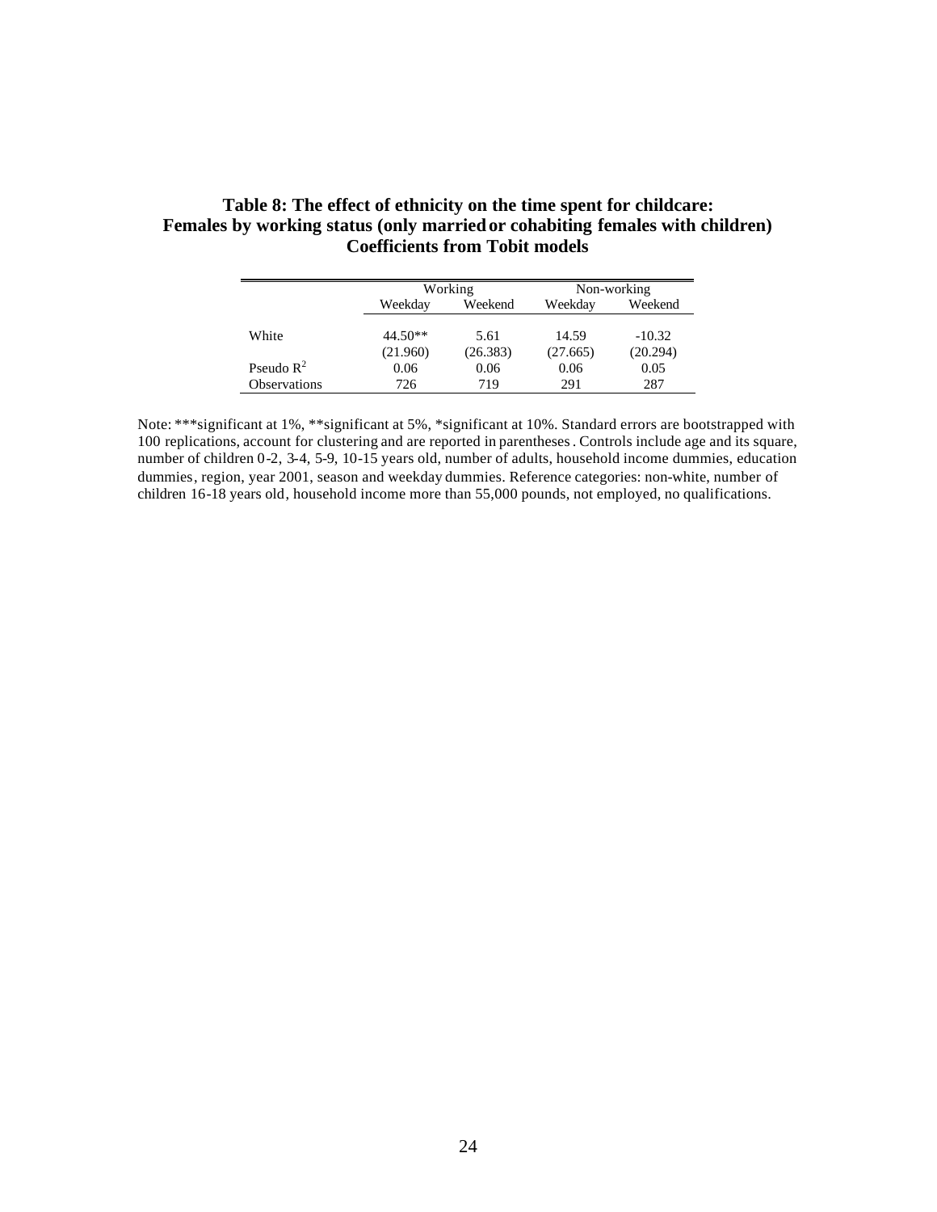**Table 8: The effect of ethnicity on the time spent for childcare: Females by working status (only married or cohabiting females with children) Coefficients from Tobit models**

| | Working | | Non-working | |
|---|---|---|---|---|
| | Weekday | Weekend | Weekday | Weekend |
| White | 44.50** | 5.61 | 14.59 | -10.32 |
| | (21.960) | (26.383) | (27.665) | (20.294) |
| Pseudo $R^2$ | 0.06 | 0.06 | 0.06 | 0.05 |
| Observations | 726 | 719 | 291 | 287 |

Note: ***significant at 1%, **significant at 5%, *significant at 10%. Standard errors are bootstrapped with 100 replications, account for clustering and are reported in parentheses. Controls include age and its square, number of children 0-2, 3-4, 5-9, 10-15 years old, number of adults, household income dummies, education dummies, region, year 2001, season and weekday dummies. Reference categories: non-white, number of children 16-18 years old, household income more than 55,000 pounds, not employed, no qualifications.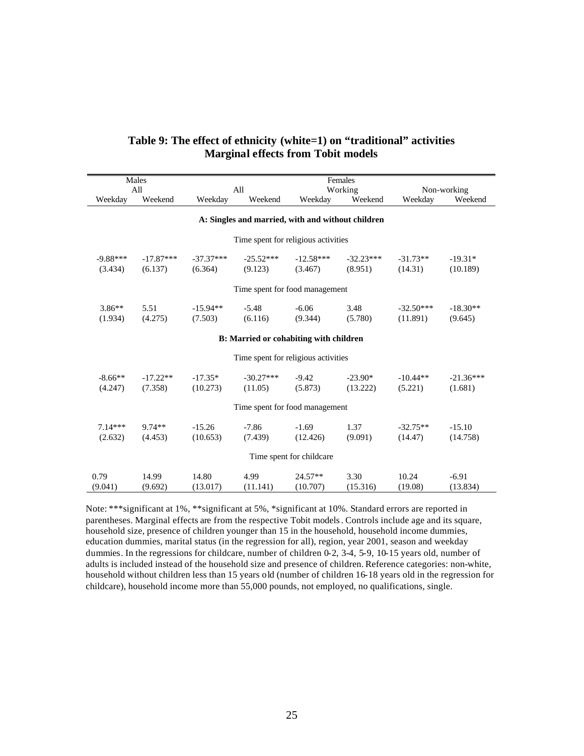**Table 9: The effect of ethnicity (white=1) on "traditional" activities**
**Marginal effects from Tobit models**

| Males | | Females | | | | | |
|---|---|---|---|---|---|---|---|
| All | | All | | Working | | Non-working | |
| Weekday | Weekend | Weekday | Weekend | Weekday | Weekend | Weekday | Weekend |
| **A: Singles and married, with and without children** | | | | | | | |
| Time spent for religious activities | | | | | | | |
| -9.88*** | -17.87*** | -37.37*** | -25.52*** | -12.58*** | -32.23*** | -31.73** | -19.31* |
| (3.434) | (6.137) | (6.364) | (9.123) | (3.467) | (8.951) | (14.31) | (10.189) |
| Time spent for food management | | | | | | | |
| 3.86** | 5.51 | -15.94** | -5.48 | -6.06 | 3.48 | -32.50*** | -18.30** |
| (1.934) | (4.275) | (7.503) | (6.116) | (9.344) | (5.780) | (11.891) | (9.645) |
| **B: Married or cohabiting with children** | | | | | | | |
| Time spent for religious activities | | | | | | | |
| -8.66** | -17.22** | -17.35* | -30.27*** | -9.42 | -23.90* | -10.44** | -21.36*** |
| (4.247) | (7.358) | (10.273) | (11.05) | (5.873) | (13.222) | (5.221) | (1.681) |
| Time spent for food management | | | | | | | |
| 7.14*** | 9.74** | -15.26 | -7.86 | -1.69 | 1.37 | -32.75** | -15.10 |
| (2.632) | (4.453) | (10.653) | (7.439) | (12.426) | (9.091) | (14.47) | (14.758) |
| Time spent for childcare | | | | | | | |
| 0.79 | 14.99 | 14.80 | 4.99 | 24.57** | 3.30 | 10.24 | -6.91 |
| (9.041) | (9.692) | (13.017) | (11.141) | (10.707) | (15.316) | (19.08) | (13.834) |

Note: ***significant at 1%, **significant at 5%, *significant at 10%. Standard errors are reported in parentheses. Marginal effects are from the respective Tobit models. Controls include age and its square, household size, presence of children younger than 15 in the household, household income dummies, education dummies, marital status (in the regression for all), region, year 2001, season and weekday dummies. In the regressions for childcare, number of children 0-2, 3-4, 5-9, 10-15 years old, number of adults is included instead of the household size and presence of children. Reference categories: non-white, household without children less than 15 years old (number of children 16-18 years old in the regression for childcare), household income more than 55,000 pounds, not employed, no qualifications, single.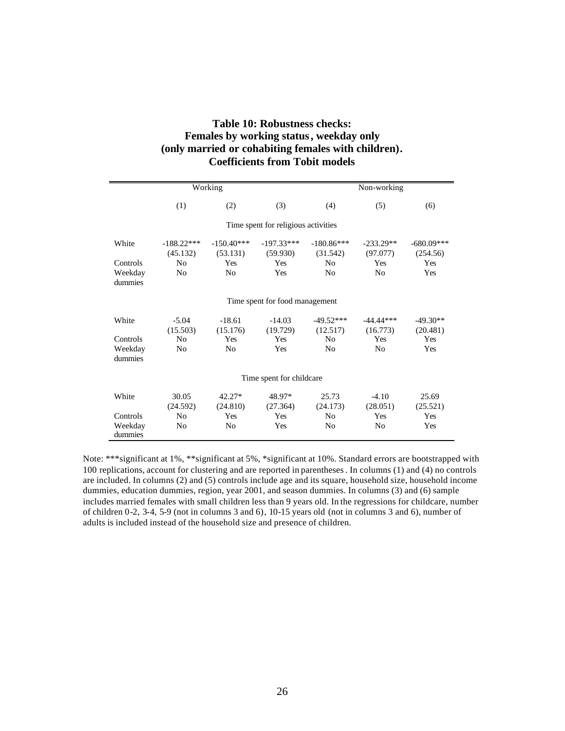**Table 10: Robustness checks:**
**Females by working status, weekday only**
**(only married or cohabiting females with children).**
**Coefficients from Tobit models**

| | Working | | | Non-working | | |
|---|---|---|---|---|---|---|
| | (1) | (2) | (3) | (4) | (5) | (6) |
| | Time spent for religious activities | | | | | |
| White | -188.22*** | -150.40*** | -197.33*** | -180.86*** | -233.29** | -680.09*** |
| | (45.132) | (53.131) | (59.930) | (31.542) | (97.077) | (254.56) |
| Controls | No | Yes | Yes | No | Yes | Yes |
| Weekday dummies | No | No | Yes | No | No | Yes |
| | Time spent for food management | | | | | |
| White | -5.04 | -18.61 | -14.03 | -49.52*** | -44.44*** | -49.30** |
| | (15.503) | (15.176) | (19.729) | (12.517) | (16.773) | (20.481) |
| Controls | No | Yes | Yes | No | Yes | Yes |
| Weekday dummies | No | No | Yes | No | No | Yes |
| | Time spent for childcare | | | | | |
| White | 30.05 | 42.27* | 48.97* | 25.73 | -4.10 | 25.69 |
| | (24.592) | (24.810) | (27.364) | (24.173) | (28.051) | (25.521) |
| Controls | No | Yes | Yes | No | Yes | Yes |
| Weekday dummies | No | No | Yes | No | No | Yes |

Note: ***significant at 1%, **significant at 5%, *significant at 10%. Standard errors are bootstrapped with 100 replications, account for clustering and are reported in parentheses. In columns (1) and (4) no controls are included. In columns (2) and (5) controls include age and its square, household size, household income dummies, education dummies, region, year 2001, and season dummies. In columns (3) and (6) sample includes married females with small children less than 9 years old. In the regressions for childcare, number of children 0-2, 3-4, 5-9 (not in columns 3 and 6), 10-15 years old (not in columns 3 and 6), number of adults is included instead of the household size and presence of children.